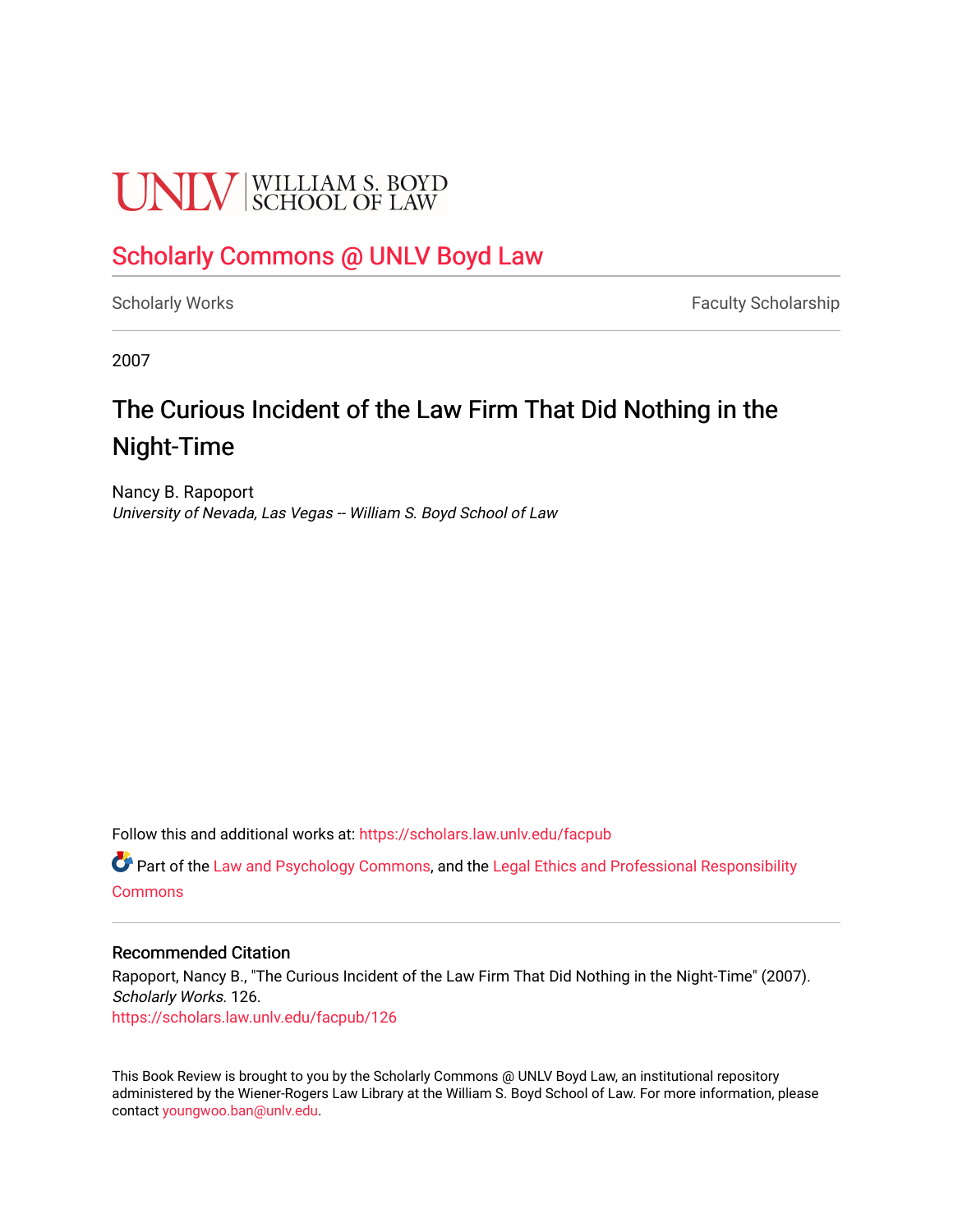UNLV | WILLIAM S. BOYD SCHOOL OF LAW

## Scholarly Commons @ UNLV Boyd Law

Scholarly Works | Faculty Scholarship

2007

# The Curious Incident of the Law Firm That Did Nothing in the Night-Time

Nancy B. Rapoport
*University of Nevada, Las Vegas -- William S. Boyd School of Law*

Follow this and additional works at: https://scholars.law.unlv.edu/facpub

Part of the Law and Psychology Commons, and the Legal Ethics and Professional Responsibility Commons

### Recommended Citation

Rapoport, Nancy B., "The Curious Incident of the Law Firm That Did Nothing in the Night-Time" (2007). *Scholarly Works*. 126.
https://scholars.law.unlv.edu/facpub/126

This Book Review is brought to you by the Scholarly Commons @ UNLV Boyd Law, an institutional repository administered by the Wiener-Rogers Law Library at the William S. Boyd School of Law. For more information, please contact youngwoo.ban@unlv.edu.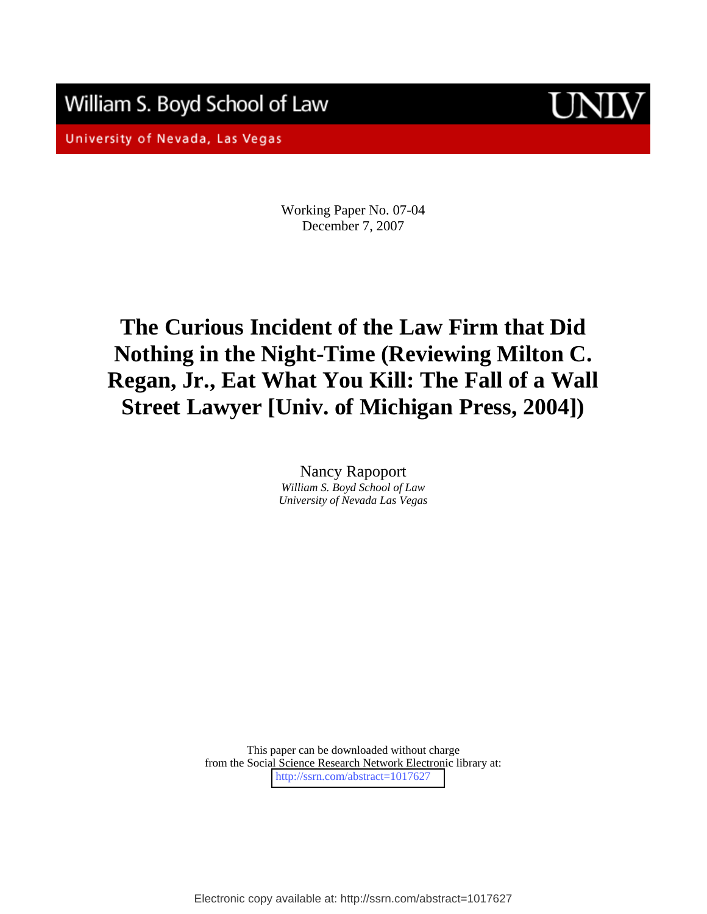William S. Boyd School of Law

University of Nevada, Las Vegas

Working Paper No. 07-04
December 7, 2007

# The Curious Incident of the Law Firm that Did Nothing in the Night-Time (Reviewing Milton C. Regan, Jr., Eat What You Kill: The Fall of a Wall Street Lawyer [Univ. of Michigan Press, 2004])

Nancy Rapoport
*William S. Boyd School of Law*
*University of Nevada Las Vegas*

This paper can be downloaded without charge
from the Social Science Research Network Electronic library at:
http://ssrn.com/abstract=1017627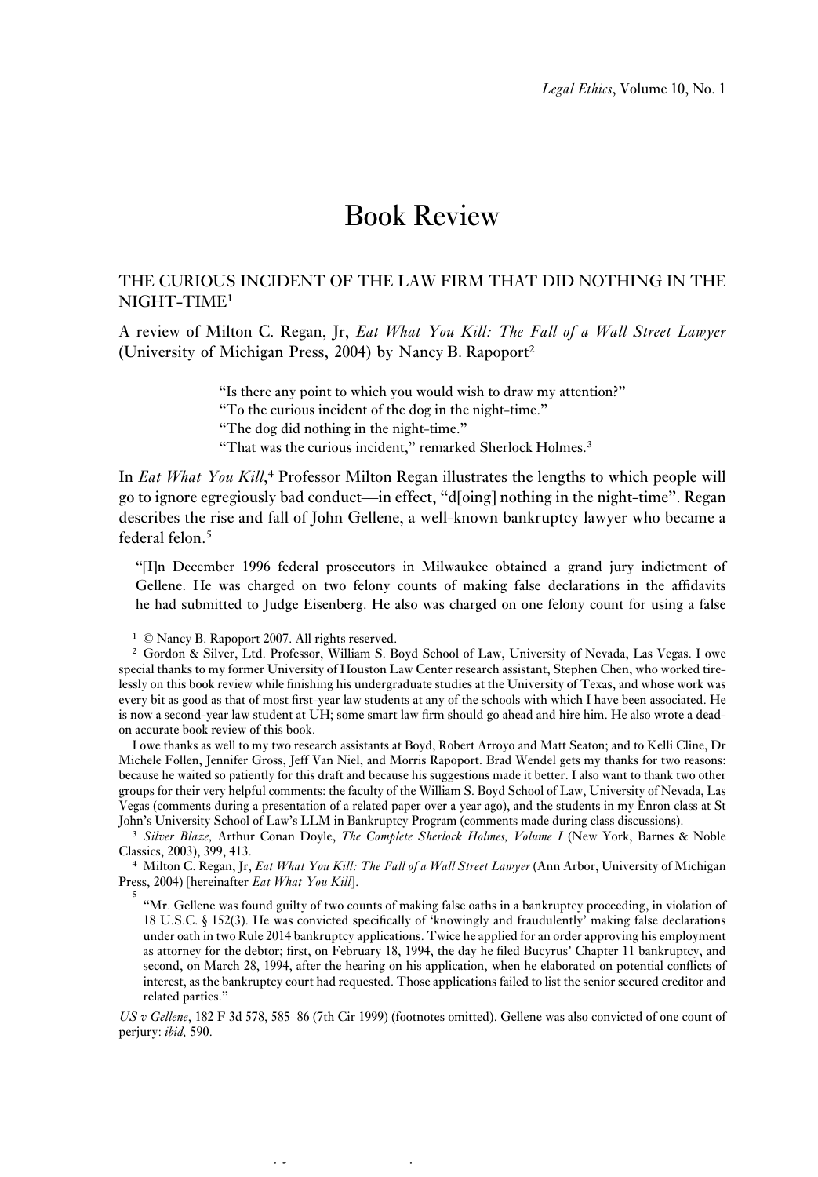# Book Review

## THE CURIOUS INCIDENT OF THE LAW FIRM THAT DID NOTHING IN THE NIGHT-TIME[1]

A review of Milton C. Regan, Jr, *Eat What You Kill: The Fall of a Wall Street Lawyer* (University of Michigan Press, 2004) by Nancy B. Rapoport[2]

> "Is there any point to which you would wish to draw my attention?"
> "To the curious incident of the dog in the night-time."
> "The dog did nothing in the night-time."
> "That was the curious incident," remarked Sherlock Holmes.[3]

In *Eat What You Kill*,[4] Professor Milton Regan illustrates the lengths to which people will go to ignore egregiously bad conduct—in effect, "d[oing] nothing in the night-time". Regan describes the rise and fall of John Gellene, a well-known bankruptcy lawyer who became a federal felon.[5]

> "[I]n December 1996 federal prosecutors in Milwaukee obtained a grand jury indictment of Gellene. He was charged on two felony counts of making false declarations in the affidavits he had submitted to Judge Eisenberg. He also was charged on one felony count for using a false

---

[1] © Nancy B. Rapoport 2007. All rights reserved.

[2] Gordon & Silver, Ltd. Professor, William S. Boyd School of Law, University of Nevada, Las Vegas. I owe special thanks to my former University of Houston Law Center research assistant, Stephen Chen, who worked tirelessly on this book review while finishing his undergraduate studies at the University of Texas, and whose work was every bit as good as that of most first-year law students at any of the schools with which I have been associated. He is now a second-year law student at UH; some smart law firm should go ahead and hire him. He also wrote a dead-on accurate book review of this book.

I owe thanks as well to my two research assistants at Boyd, Robert Arroyo and Matt Seaton; and to Kelli Cline, Dr Michele Follen, Jennifer Gross, Jeff Van Niel, and Morris Rapoport. Brad Wendel gets my thanks for two reasons: because he waited so patiently for this draft and because his suggestions made it better. I also want to thank two other groups for their very helpful comments: the faculty of the William S. Boyd School of Law, University of Nevada, Las Vegas (comments during a presentation of a related paper over a year ago), and the students in my Enron class at St John's University School of Law's LLM in Bankruptcy Program (comments made during class discussions).

[3] *Silver Blaze*, Arthur Conan Doyle, *The Complete Sherlock Holmes, Volume I* (New York, Barnes & Noble Classics, 2003), 399, 413.

[4] Milton C. Regan, Jr, *Eat What You Kill: The Fall of a Wall Street Lawyer* (Ann Arbor, University of Michigan Press, 2004) [hereinafter *Eat What You Kill*].

[5] "Mr. Gellene was found guilty of two counts of making false oaths in a bankruptcy proceeding, in violation of 18 U.S.C. § 152(3). He was convicted specifically of 'knowingly and fraudulently' making false declarations under oath in two Rule 2014 bankruptcy applications. Twice he applied for an order approving his employment as attorney for the debtor; first, on February 18, 1994, the day he filed Bucyrus' Chapter 11 bankruptcy, and second, on March 28, 1994, after the hearing on his application, when he elaborated on potential conflicts of interest, as the bankruptcy court had requested. Those applications failed to list the senior secured creditor and related parties."

*US v Gellene*, 182 F 3d 578, 585–86 (7th Cir 1999) (footnotes omitted). Gellene was also convicted of one count of perjury: *ibid,* 590.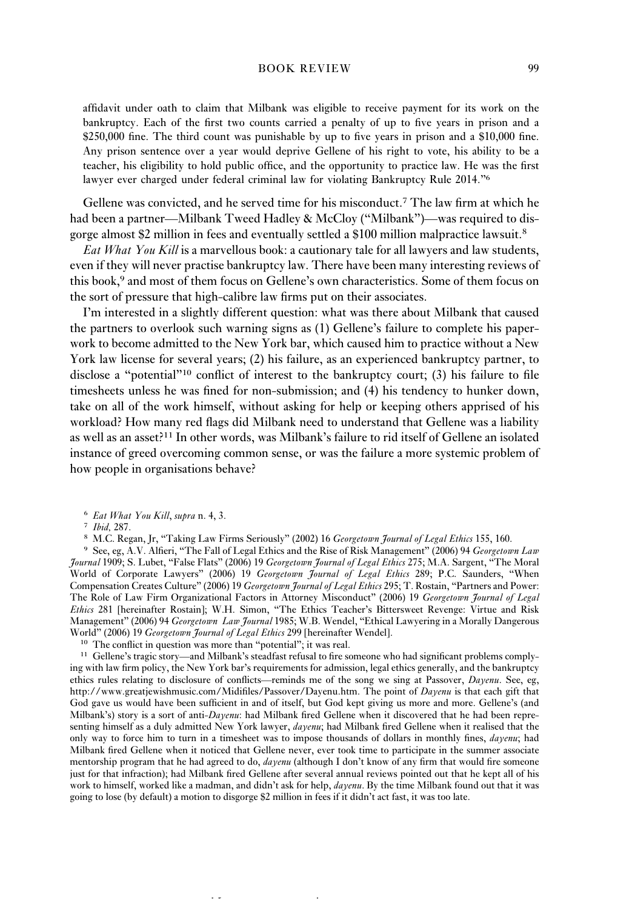affidavit under oath to claim that Milbank was eligible to receive payment for its work on the bankruptcy. Each of the first two counts carried a penalty of up to five years in prison and a $250,000 fine. The third count was punishable by up to five years in prison and a $10,000 fine. Any prison sentence over a year would deprive Gellene of his right to vote, his ability to be a teacher, his eligibility to hold public office, and the opportunity to practice law. He was the first lawyer ever charged under federal criminal law for violating Bankruptcy Rule 2014."[6]

Gellene was convicted, and he served time for his misconduct.[7] The law firm at which he had been a partner—Milbank Tweed Hadley & McCloy ("Milbank")—was required to disgorge almost $2 million in fees and eventually settled a $100 million malpractice lawsuit.[8]

*Eat What You Kill* is a marvellous book: a cautionary tale for all lawyers and law students, even if they will never practise bankruptcy law. There have been many interesting reviews of this book,[9] and most of them focus on Gellene's own characteristics. Some of them focus on the sort of pressure that high-calibre law firms put on their associates.

I'm interested in a slightly different question: what was there about Milbank that caused the partners to overlook such warning signs as (1) Gellene's failure to complete his paperwork to become admitted to the New York bar, which caused him to practice without a New York law license for several years; (2) his failure, as an experienced bankruptcy partner, to disclose a "potential"[10] conflict of interest to the bankruptcy court; (3) his failure to file timesheets unless he was fined for non-submission; and (4) his tendency to hunker down, take on all of the work himself, without asking for help or keeping others apprised of his workload? How many red flags did Milbank need to understand that Gellene was a liability as well as an asset?[11] In other words, was Milbank's failure to rid itself of Gellene an isolated instance of greed overcoming common sense, or was the failure a more systemic problem of how people in organisations behave?

[6] *Eat What You Kill*, *supra* n. 4, 3.

[7] *Ibid*, 287.

[8] M.C. Regan, Jr, "Taking Law Firms Seriously" (2002) 16 *Georgetown Journal of Legal Ethics* 155, 160.

[9] See, eg, A.V. Alfieri, "The Fall of Legal Ethics and the Rise of Risk Management" (2006) 94 *Georgetown Law Journal* 1909; S. Lubet, "False Flats" (2006) 19 *Georgetown Journal of Legal Ethics* 275; M.A. Sargent, "The Moral World of Corporate Lawyers" (2006) 19 *Georgetown Journal of Legal Ethics* 289; P.C. Saunders, "When Compensation Creates Culture" (2006) 19 *Georgetown Journal of Legal Ethics* 295; T. Rostain, "Partners and Power: The Role of Law Firm Organizational Factors in Attorney Misconduct" (2006) 19 *Georgetown Journal of Legal Ethics* 281 [hereinafter Rostain]; W.H. Simon, "The Ethics Teacher's Bittersweet Revenge: Virtue and Risk Management" (2006) 94 *Georgetown Law Journal* 1985; W.B. Wendel, "Ethical Lawyering in a Morally Dangerous World" (2006) 19 *Georgetown Journal of Legal Ethics* 299 [hereinafter Wendel].

[10] The conflict in question was more than "potential"; it was real.

[11] Gellene's tragic story—and Milbank's steadfast refusal to fire someone who had significant problems complying with law firm policy, the New York bar's requirements for admission, legal ethics generally, and the bankruptcy ethics rules relating to disclosure of conflicts—reminds me of the song we sing at Passover, *Dayenu*. See, eg, http://www.greatjewishmusic.com/Midifiles/Passover/Dayenu.htm. The point of *Dayenu* is that each gift that God gave us would have been sufficient in and of itself, but God kept giving us more and more. Gellene's (and Milbank's) story is a sort of anti-*Dayenu*: had Milbank fired Gellene when it discovered that he had been representing himself as a duly admitted New York lawyer, *dayenu*; had Milbank fired Gellene when it realised that the only way to force him to turn in a timesheet was to impose thousands of dollars in monthly fines, *dayenu*; had Milbank fired Gellene when it noticed that Gellene never, ever took time to participate in the summer associate mentorship program that he had agreed to do, *dayenu* (although I don't know of any firm that would fire someone just for that infraction); had Milbank fired Gellene after several annual reviews pointed out that he kept all of his work to himself, worked like a madman, and didn't ask for help, *dayenu*. By the time Milbank found out that it was going to lose (by default) a motion to disgorge $2 million in fees if it didn't act fast, it was too late.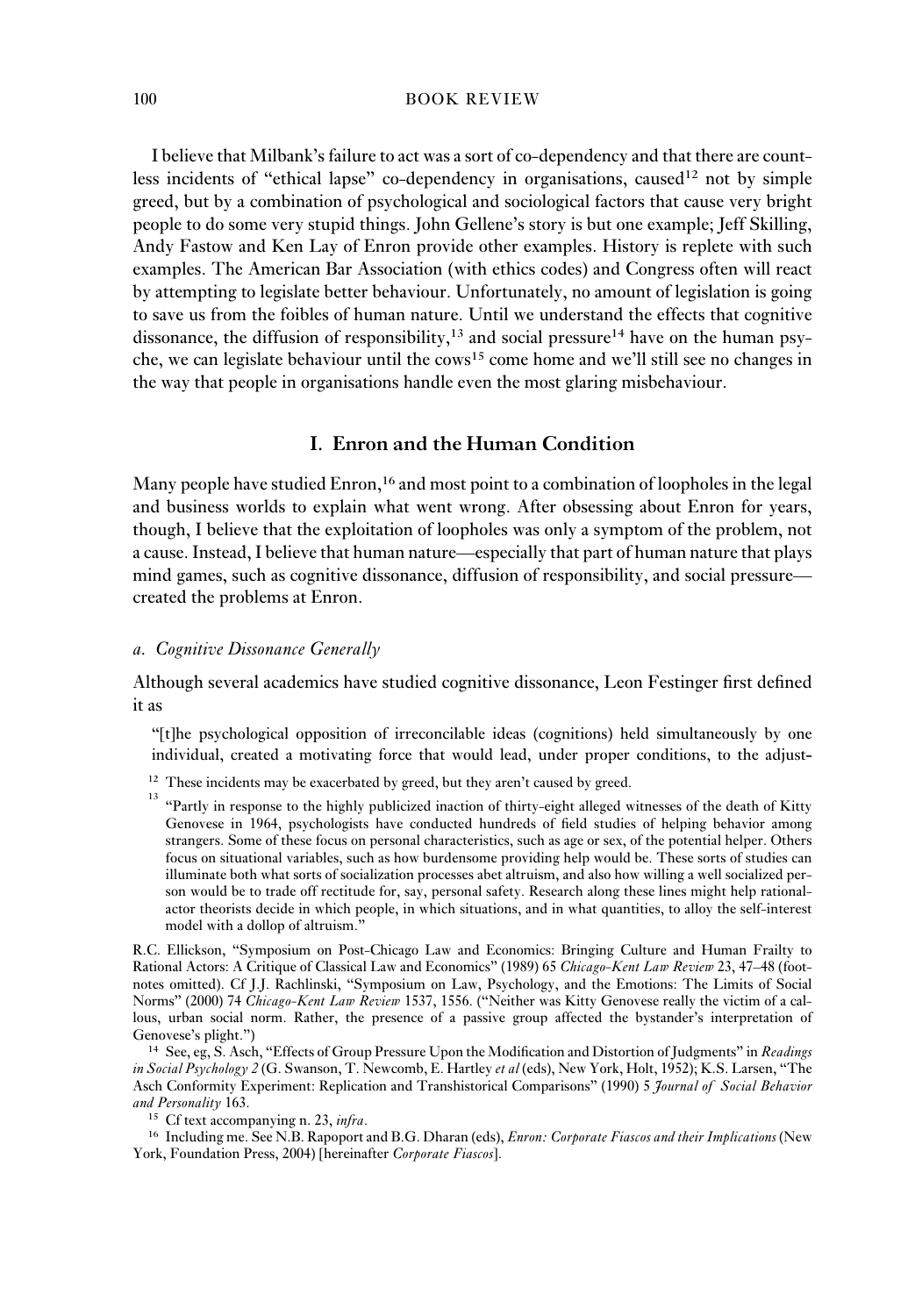I believe that Milbank's failure to act was a sort of co-dependency and that there are countless incidents of "ethical lapse" co-dependency in organisations, caused[12] not by simple greed, but by a combination of psychological and sociological factors that cause very bright people to do some very stupid things. John Gellene's story is but one example; Jeff Skilling, Andy Fastow and Ken Lay of Enron provide other examples. History is replete with such examples. The American Bar Association (with ethics codes) and Congress often will react by attempting to legislate better behaviour. Unfortunately, no amount of legislation is going to save us from the foibles of human nature. Until we understand the effects that cognitive dissonance, the diffusion of responsibility,[13] and social pressure[14] have on the human psyche, we can legislate behaviour until the cows[15] come home and we'll still see no changes in the way that people in organisations handle even the most glaring misbehaviour.

## I. Enron and the Human Condition

Many people have studied Enron,[16] and most point to a combination of loopholes in the legal and business worlds to explain what went wrong. After obsessing about Enron for years, though, I believe that the exploitation of loopholes was only a symptom of the problem, not a cause. Instead, I believe that human nature—especially that part of human nature that plays mind games, such as cognitive dissonance, diffusion of responsibility, and social pressure—created the problems at Enron.

### *a. Cognitive Dissonance Generally*

Although several academics have studied cognitive dissonance, Leon Festinger first defined it as

> "[t]he psychological opposition of irreconcilable ideas (cognitions) held simultaneously by one individual, created a motivating force that would lead, under proper conditions, to the adjust-

---

[12] These incidents may be exacerbated by greed, but they aren't caused by greed.

[13] "Partly in response to the highly publicized inaction of thirty-eight alleged witnesses of the death of Kitty Genovese in 1964, psychologists have conducted hundreds of field studies of helping behavior among strangers. Some of these focus on personal characteristics, such as age or sex, of the potential helper. Others focus on situational variables, such as how burdensome providing help would be. These sorts of studies can illuminate both what sorts of socialization processes abet altruism, and also how willing a well socialized person would be to trade off rectitude for, say, personal safety. Research along these lines might help rational-actor theorists decide in which people, in which situations, and in what quantities, to alloy the self-interest model with a dollop of altruism."

R.C. Ellickson, "Symposium on Post-Chicago Law and Economics: Bringing Culture and Human Frailty to Rational Actors: A Critique of Classical Law and Economics" (1989) 65 *Chicago-Kent Law Review* 23, 47–48 (footnotes omitted). Cf J.J. Rachlinski, "Symposium on Law, Psychology, and the Emotions: The Limits of Social Norms" (2000) 74 *Chicago-Kent Law Review* 1537, 1556. ("Neither was Kitty Genovese really the victim of a callous, urban social norm. Rather, the presence of a passive group affected the bystander's interpretation of Genovese's plight.")

[14] See, eg, S. Asch, "Effects of Group Pressure Upon the Modification and Distortion of Judgments" in *Readings in Social Psychology 2* (G. Swanson, T. Newcomb, E. Hartley *et al* (eds), New York, Holt, 1952); K.S. Larsen, "The Asch Conformity Experiment: Replication and Transhistorical Comparisons" (1990) 5 *Journal of Social Behavior and Personality* 163.

[15] Cf text accompanying n. 23, *infra*.

[16] Including me. See N.B. Rapoport and B.G. Dharan (eds), *Enron: Corporate Fiascos and their Implications* (New York, Foundation Press, 2004) [hereinafter *Corporate Fiascos*].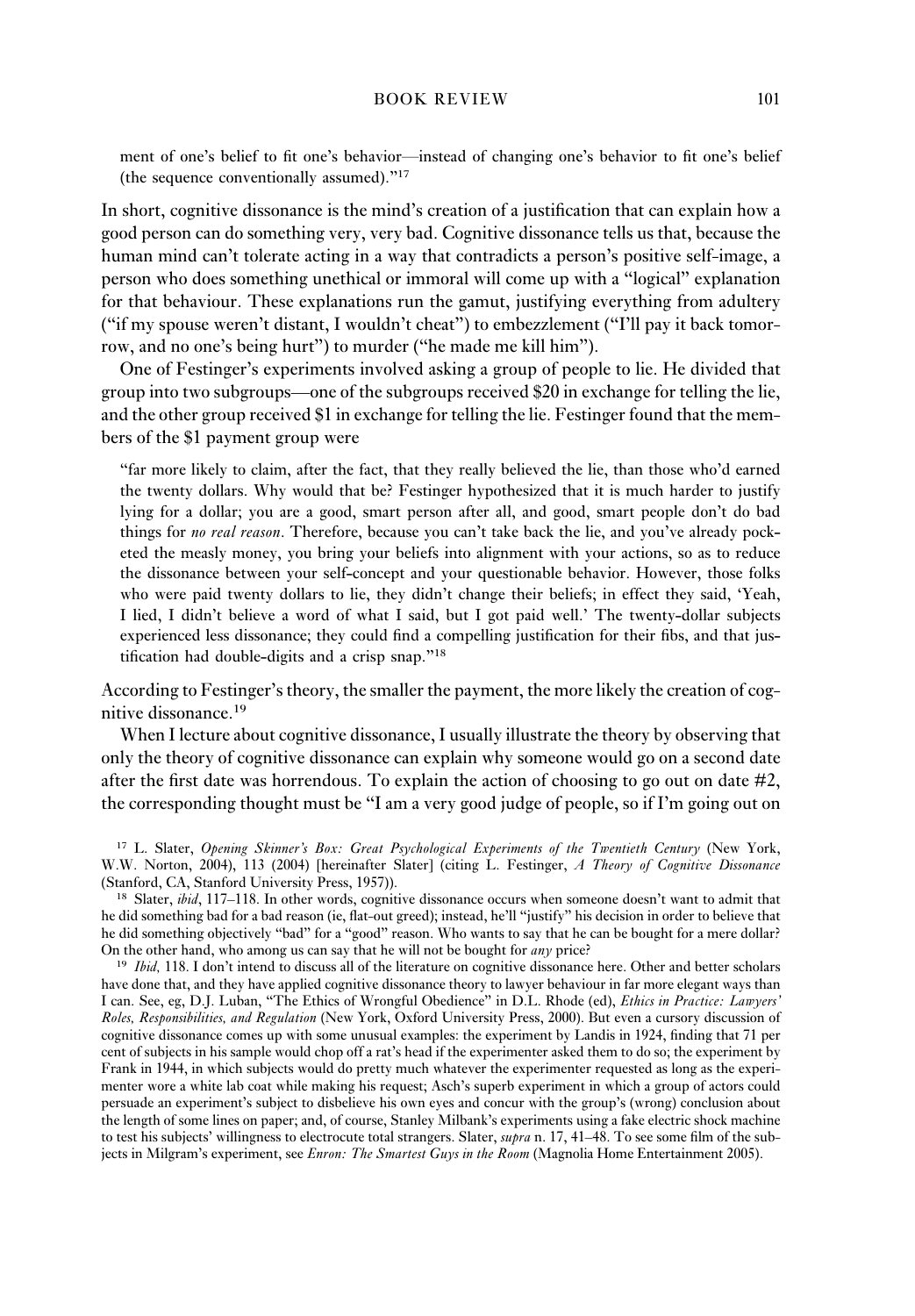ment of one's belief to fit one's behavior—instead of changing one's behavior to fit one's belief (the sequence conventionally assumed)."[17]

In short, cognitive dissonance is the mind's creation of a justification that can explain how a good person can do something very, very bad. Cognitive dissonance tells us that, because the human mind can't tolerate acting in a way that contradicts a person's positive self-image, a person who does something unethical or immoral will come up with a "logical" explanation for that behaviour. These explanations run the gamut, justifying everything from adultery ("if my spouse weren't distant, I wouldn't cheat") to embezzlement ("I'll pay it back tomorrow, and no one's being hurt") to murder ("he made me kill him").

One of Festinger's experiments involved asking a group of people to lie. He divided that group into two subgroups—one of the subgroups received $20 in exchange for telling the lie, and the other group received $1 in exchange for telling the lie. Festinger found that the members of the $1 payment group were

> "far more likely to claim, after the fact, that they really believed the lie, than those who'd earned the twenty dollars. Why would that be? Festinger hypothesized that it is much harder to justify lying for a dollar; you are a good, smart person after all, and good, smart people don't do bad things for *no real reason*. Therefore, because you can't take back the lie, and you've already pocketed the measly money, you bring your beliefs into alignment with your actions, so as to reduce the dissonance between your self-concept and your questionable behavior. However, those folks who were paid twenty dollars to lie, they didn't change their beliefs; in effect they said, 'Yeah, I lied, I didn't believe a word of what I said, but I got paid well.' The twenty-dollar subjects experienced less dissonance; they could find a compelling justification for their fibs, and that justification had double-digits and a crisp snap."[18]

According to Festinger's theory, the smaller the payment, the more likely the creation of cognitive dissonance.[19]

When I lecture about cognitive dissonance, I usually illustrate the theory by observing that only the theory of cognitive dissonance can explain why someone would go on a second date after the first date was horrendous. To explain the action of choosing to go out on date #2, the corresponding thought must be "I am a very good judge of people, so if I'm going out on

---

[17] L. Slater, *Opening Skinner's Box: Great Psychological Experiments of the Twentieth Century* (New York, W.W. Norton, 2004), 113 (2004) [hereinafter Slater] (citing L. Festinger, *A Theory of Cognitive Dissonance* (Stanford, CA, Stanford University Press, 1957)).

[18] Slater, *ibid*, 117–118. In other words, cognitive dissonance occurs when someone doesn't want to admit that he did something bad for a bad reason (ie, flat-out greed); instead, he'll "justify" his decision in order to believe that he did something objectively "bad" for a "good" reason. Who wants to say that he can be bought for a mere dollar? On the other hand, who among us can say that he will not be bought for *any* price?

[19] *Ibid,* 118. I don't intend to discuss all of the literature on cognitive dissonance here. Other and better scholars have done that, and they have applied cognitive dissonance theory to lawyer behaviour in far more elegant ways than I can. See, eg, D.J. Luban, "The Ethics of Wrongful Obedience" in D.L. Rhode (ed), *Ethics in Practice: Lawyers' Roles, Responsibilities, and Regulation* (New York, Oxford University Press, 2000). But even a cursory discussion of cognitive dissonance comes up with some unusual examples: the experiment by Landis in 1924, finding that 71 per cent of subjects in his sample would chop off a rat's head if the experimenter asked them to do so; the experiment by Frank in 1944, in which subjects would do pretty much whatever the experimenter requested as long as the experimenter wore a white lab coat while making his request; Asch's superb experiment in which a group of actors could persuade an experiment's subject to disbelieve his own eyes and concur with the group's (wrong) conclusion about the length of some lines on paper; and, of course, Stanley Milbank's experiments using a fake electric shock machine to test his subjects' willingness to electrocute total strangers. Slater, *supra* n. 17, 41–48. To see some film of the subjects in Milgram's experiment, see *Enron: The Smartest Guys in the Room* (Magnolia Home Entertainment 2005).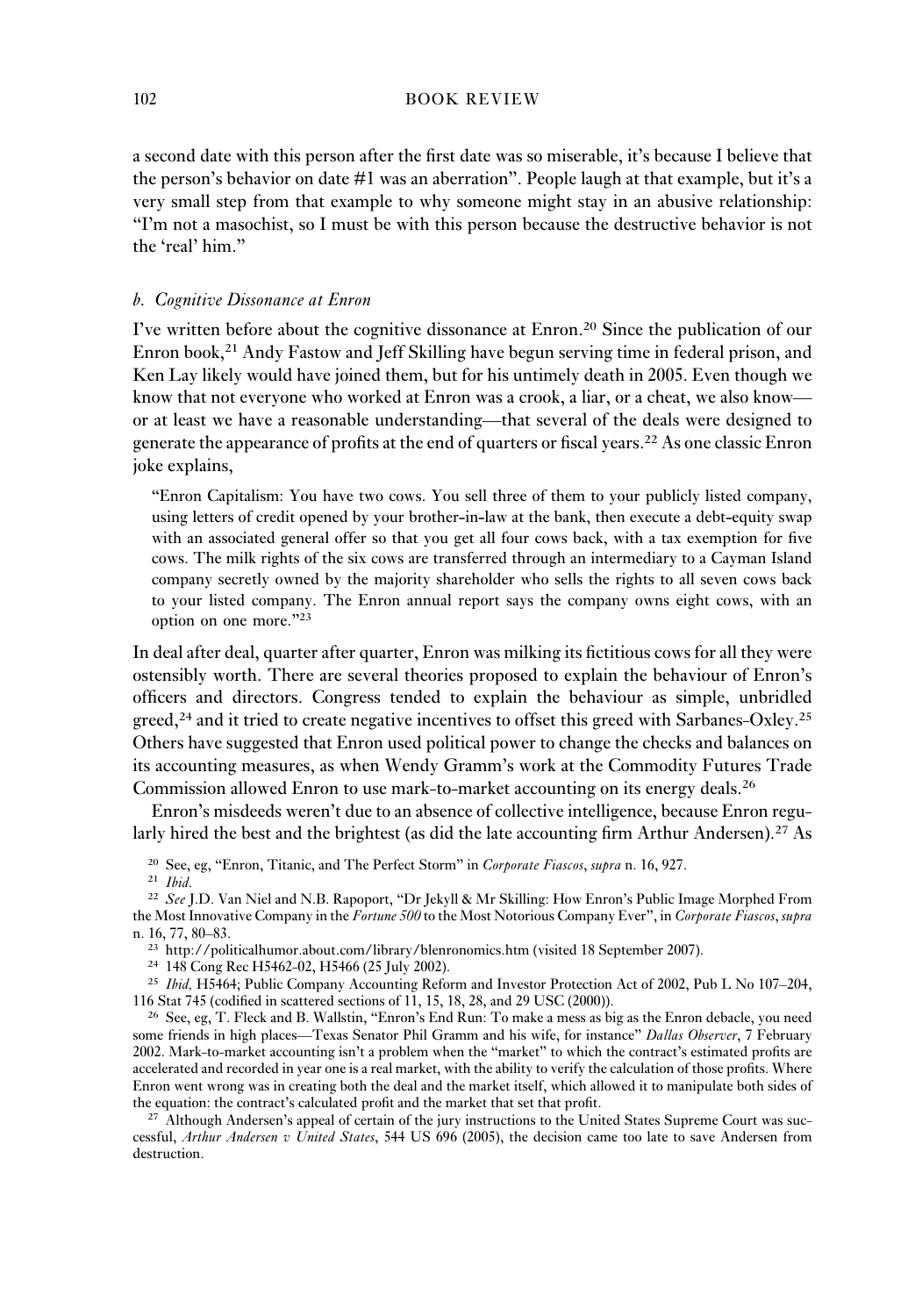a second date with this person after the first date was so miserable, it's because I believe that the person's behavior on date #1 was an aberration". People laugh at that example, but it's a very small step from that example to why someone might stay in an abusive relationship: "I'm not a masochist, so I must be with this person because the destructive behavior is not the 'real' him."

### *b. Cognitive Dissonance at Enron*

I've written before about the cognitive dissonance at Enron.[20] Since the publication of our Enron book,[21] Andy Fastow and Jeff Skilling have begun serving time in federal prison, and Ken Lay likely would have joined them, but for his untimely death in 2005. Even though we know that not everyone who worked at Enron was a crook, a liar, or a cheat, we also know—or at least we have a reasonable understanding—that several of the deals were designed to generate the appearance of profits at the end of quarters or fiscal years.[22] As one classic Enron joke explains,

> "Enron Capitalism: You have two cows. You sell three of them to your publicly listed company, using letters of credit opened by your brother-in-law at the bank, then execute a debt-equity swap with an associated general offer so that you get all four cows back, with a tax exemption for five cows. The milk rights of the six cows are transferred through an intermediary to a Cayman Island company secretly owned by the majority shareholder who sells the rights to all seven cows back to your listed company. The Enron annual report says the company owns eight cows, with an option on one more."[23]

In deal after deal, quarter after quarter, Enron was milking its fictitious cows for all they were ostensibly worth. There are several theories proposed to explain the behaviour of Enron's officers and directors. Congress tended to explain the behaviour as simple, unbridled greed,[24] and it tried to create negative incentives to offset this greed with Sarbanes-Oxley.[25] Others have suggested that Enron used political power to change the checks and balances on its accounting measures, as when Wendy Gramm's work at the Commodity Futures Trade Commission allowed Enron to use mark-to-market accounting on its energy deals.[26]

Enron's misdeeds weren't due to an absence of collective intelligence, because Enron regularly hired the best and the brightest (as did the late accounting firm Arthur Andersen).[27] As

---

[20] See, eg, "Enron, Titanic, and The Perfect Storm" in *Corporate Fiascos*, *supra* n. 16, 927.

[21] *Ibid.*

[22] *See* J.D. Van Niel and N.B. Rapoport, "Dr Jekyll & Mr Skilling: How Enron's Public Image Morphed From the Most Innovative Company in the *Fortune 500* to the Most Notorious Company Ever", in *Corporate Fiascos*, *supra* n. 16, 77, 80–83.

[23] http://politicalhumor.about.com/library/blenronomics.htm (visited 18 September 2007).

[24] 148 Cong Rec H5462-02, H5466 (25 July 2002).

[25] *Ibid,* H5464; Public Company Accounting Reform and Investor Protection Act of 2002, Pub L No 107–204, 116 Stat 745 (codified in scattered sections of 11, 15, 18, 28, and 29 USC (2000)).

[26] See, eg, T. Fleck and B. Wallstin, "Enron's End Run: To make a mess as big as the Enron debacle, you need some friends in high places—Texas Senator Phil Gramm and his wife, for instance" *Dallas Observer*, 7 February 2002. Mark-to-market accounting isn't a problem when the "market" to which the contract's estimated profits are accelerated and recorded in year one is a real market, with the ability to verify the calculation of those profits. Where Enron went wrong was in creating both the deal and the market itself, which allowed it to manipulate both sides of the equation: the contract's calculated profit and the market that set that profit.

[27] Although Andersen's appeal of certain of the jury instructions to the United States Supreme Court was successful, *Arthur Andersen v United States*, 544 US 696 (2005), the decision came too late to save Andersen from destruction.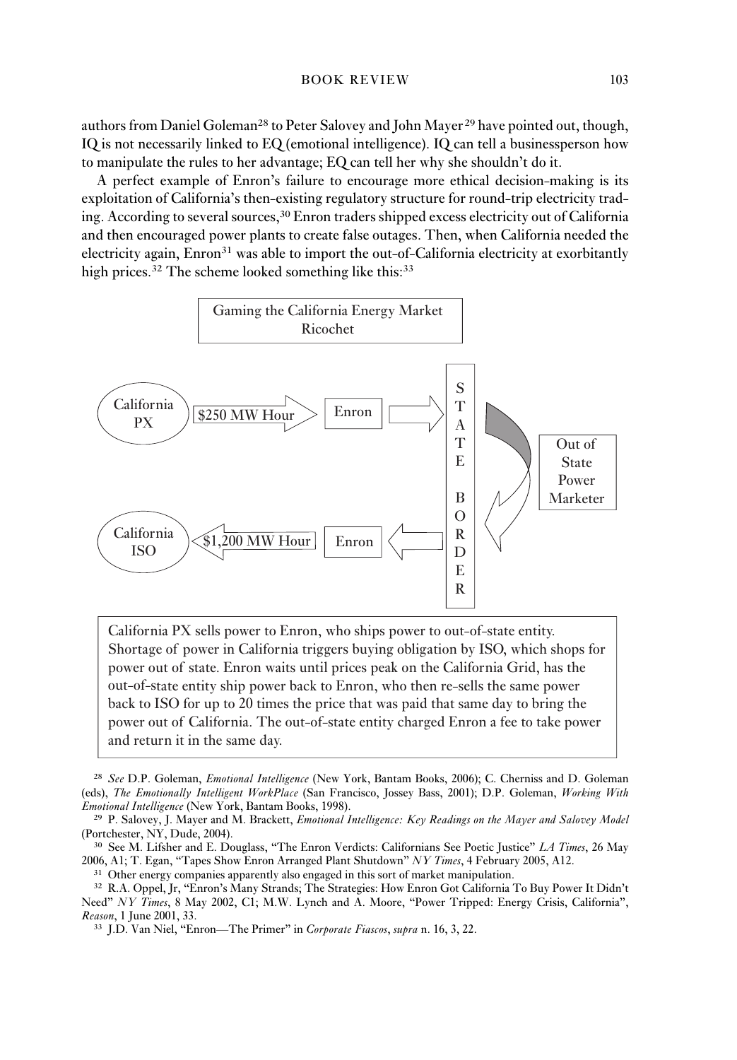authors from Daniel Goleman[28] to Peter Salovey and John Mayer[29] have pointed out, though, IQ is not necessarily linked to EQ (emotional intelligence). IQ can tell a businessperson how to manipulate the rules to her advantage; EQ can tell her why she shouldn't do it.

A perfect example of Enron's failure to encourage more ethical decision-making is its exploitation of California's then-existing regulatory structure for round-trip electricity trading. According to several sources,[30] Enron traders shipped excess electricity out of California and then encouraged power plants to create false outages. Then, when California needed the electricity again, Enron[31] was able to import the out-of-California electricity at exorbitantly high prices.[32] The scheme looked something like this:[33]

Gaming the California Energy Market Ricochet

California PX → $250 MW Hour → Enron → STATE BORDER → Out of State Power Marketer

California ISO ← $1,200 MW Hour ← Enron ← STATE BORDER ← Out of State Power Marketer

California PX sells power to Enron, who ships power to out-of-state entity. Shortage of power in California triggers buying obligation by ISO, which shops for power out of state. Enron waits until prices peak on the California Grid, has the out-of-state entity ship power back to Enron, who then re-sells the same power back to ISO for up to 20 times the price that was paid that same day to bring the power out of California. The out-of-state entity charged Enron a fee to take power and return it in the same day.

---

[28] *See* D.P. Goleman, *Emotional Intelligence* (New York, Bantam Books, 2006); C. Cherniss and D. Goleman (eds), *The Emotionally Intelligent WorkPlace* (San Francisco, Jossey Bass, 2001); D.P. Goleman, *Working With Emotional Intelligence* (New York, Bantam Books, 1998).

[29] P. Salovey, J. Mayer and M. Brackett, *Emotional Intelligence: Key Readings on the Mayer and Salovey Model* (Portchester, NY, Dude, 2004).

[30] See M. Lifsher and E. Douglass, "The Enron Verdicts: Californians See Poetic Justice" *LA Times*, 26 May 2006, A1; T. Egan, "Tapes Show Enron Arranged Plant Shutdown" *NY Times*, 4 February 2005, A12.

[31] Other energy companies apparently also engaged in this sort of market manipulation.

[32] R.A. Oppel, Jr, "Enron's Many Strands; The Strategies: How Enron Got California To Buy Power It Didn't Need" *NY Times*, 8 May 2002, C1; M.W. Lynch and A. Moore, "Power Tripped: Energy Crisis, California", *Reason*, 1 June 2001, 33.

[33] J.D. Van Niel, "Enron—The Primer" in *Corporate Fiascos*, *supra* n. 16, 3, 22.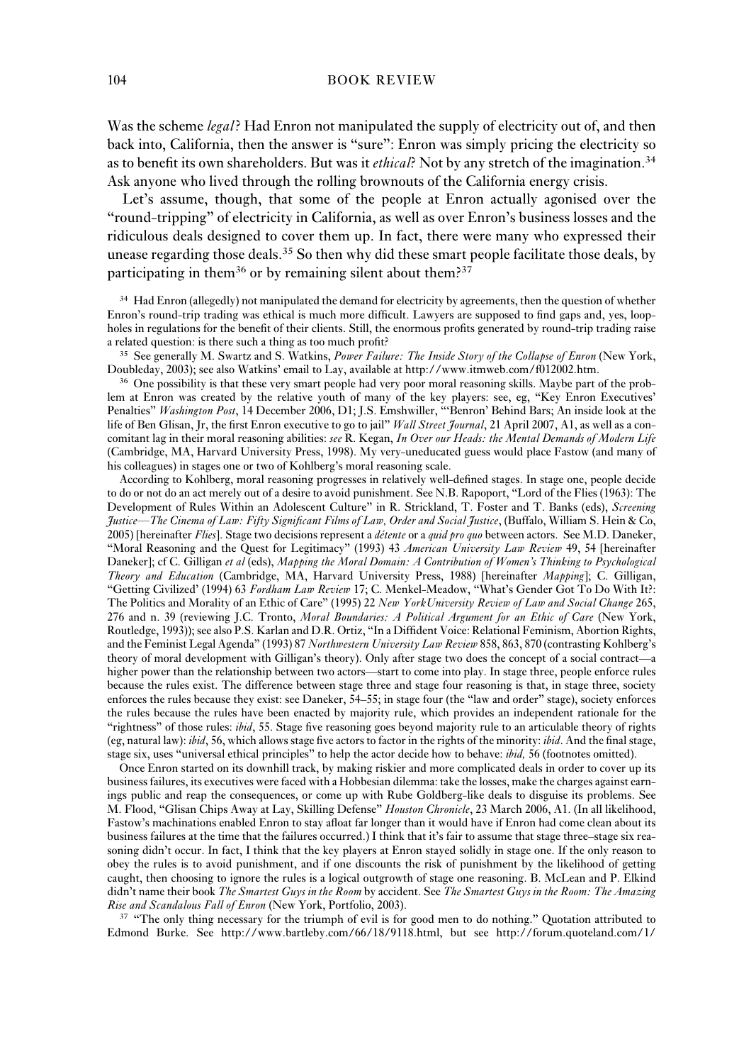Was the scheme *legal*? Had Enron not manipulated the supply of electricity out of, and then back into, California, then the answer is "sure": Enron was simply pricing the electricity so as to benefit its own shareholders. But was it *ethical*? Not by any stretch of the imagination.[34] Ask anyone who lived through the rolling brownouts of the California energy crisis.

Let's assume, though, that some of the people at Enron actually agonised over the "round-tripping" of electricity in California, as well as over Enron's business losses and the ridiculous deals designed to cover them up. In fact, there were many who expressed their unease regarding those deals.[35] So then why did these smart people facilitate those deals, by participating in them[36] or by remaining silent about them?[37]

[34] Had Enron (allegedly) not manipulated the demand for electricity by agreements, then the question of whether Enron's round-trip trading was ethical is much more difficult. Lawyers are supposed to find gaps and, yes, loopholes in regulations for the benefit of their clients. Still, the enormous profits generated by round-trip trading raise a related question: is there such a thing as too much profit?

[35] See generally M. Swartz and S. Watkins, *Power Failure: The Inside Story of the Collapse of Enron* (New York, Doubleday, 2003); see also Watkins' email to Lay, available at http://www.itmweb.com/f012002.htm.

[36] One possibility is that these very smart people had very poor moral reasoning skills. Maybe part of the problem at Enron was created by the relative youth of many of the key players: see, eg, "Key Enron Executives' Penalties" *Washington Post*, 14 December 2006, D1; J.S. Emshwiller, "'Benron' Behind Bars; An inside look at the life of Ben Glisan, Jr, the first Enron executive to go to jail" *Wall Street Journal*, 21 April 2007, A1, as well as a concomitant lag in their moral reasoning abilities: *see* R. Kegan, *In Over our Heads: the Mental Demands of Modern Life* (Cambridge, MA, Harvard University Press, 1998). My very-uneducated guess would place Fastow (and many of his colleagues) in stages one or two of Kohlberg's moral reasoning scale.

According to Kohlberg, moral reasoning progresses in relatively well-defined stages. In stage one, people decide to do or not do an act merely out of a desire to avoid punishment. See N.B. Rapoport, "Lord of the Flies (1963): The Development of Rules Within an Adolescent Culture" in R. Strickland, T. Foster and T. Banks (eds), *Screening Justice—The Cinema of Law: Fifty Significant Films of Law, Order and Social Justice*, (Buffalo, William S. Hein & Co, 2005) [hereinafter *Flies*]. Stage two decisions represent a *détente* or a *quid pro quo* between actors. See M.D. Daneker, "Moral Reasoning and the Quest for Legitimacy" (1993) 43 *American University Law Review* 49, 54 [hereinafter Daneker]; cf C. Gilligan *et al* (eds), *Mapping the Moral Domain: A Contribution of Women's Thinking to Psychological Theory and Education* (Cambridge, MA, Harvard University Press, 1988) [hereinafter *Mapping*]; C. Gilligan, "Getting Civilized' (1994) 63 *Fordham Law Review* 17; C. Menkel-Meadow, "What's Gender Got To Do With It?: The Politics and Morality of an Ethic of Care" (1995) 22 *New York University Review of Law and Social Change* 265, 276 and n. 39 (reviewing J.C. Tronto, *Moral Boundaries: A Political Argument for an Ethic of Care* (New York, Routledge, 1993)); see also P.S. Karlan and D.R. Ortiz, "In a Diffident Voice: Relational Feminism, Abortion Rights, and the Feminist Legal Agenda" (1993) 87 *Northwestern University Law Review* 858, 863, 870 (contrasting Kohlberg's theory of moral development with Gilligan's theory). Only after stage two does the concept of a social contract—a higher power than the relationship between two actors—start to come into play. In stage three, people enforce rules because the rules exist. The difference between stage three and stage four reasoning is that, in stage three, society enforces the rules because they exist: see Daneker, 54–55; in stage four (the "law and order" stage), society enforces the rules because the rules have been enacted by majority rule, which provides an independent rationale for the "rightness" of those rules: *ibid*, 55. Stage five reasoning goes beyond majority rule to an articulable theory of rights (eg, natural law): *ibid*, 56, which allows stage five actors to factor in the rights of the minority: *ibid*. And the final stage, stage six, uses "universal ethical principles" to help the actor decide how to behave: *ibid,* 56 (footnotes omitted).

Once Enron started on its downhill track, by making riskier and more complicated deals in order to cover up its business failures, its executives were faced with a Hobbesian dilemma: take the losses, make the charges against earnings public and reap the consequences, or come up with Rube Goldberg-like deals to disguise its problems. See M. Flood, "Glisan Chips Away at Lay, Skilling Defense" *Houston Chronicle*, 23 March 2006, A1. (In all likelihood, Fastow's machinations enabled Enron to stay afloat far longer than it would have if Enron had come clean about its business failures at the time that the failures occurred.) I think that it's fair to assume that stage three–stage six reasoning didn't occur. In fact, I think that the key players at Enron stayed solidly in stage one. If the only reason to obey the rules is to avoid punishment, and if one discounts the risk of punishment by the likelihood of getting caught, then choosing to ignore the rules is a logical outgrowth of stage one reasoning. B. McLean and P. Elkind didn't name their book *The Smartest Guys in the Room* by accident. See *The Smartest Guys in the Room: The Amazing Rise and Scandalous Fall of Enron* (New York, Portfolio, 2003).

[37] "The only thing necessary for the triumph of evil is for good men to do nothing." Quotation attributed to Edmond Burke. See http://www.bartleby.com/66/18/9118.html, but see http://forum.quoteland.com/1/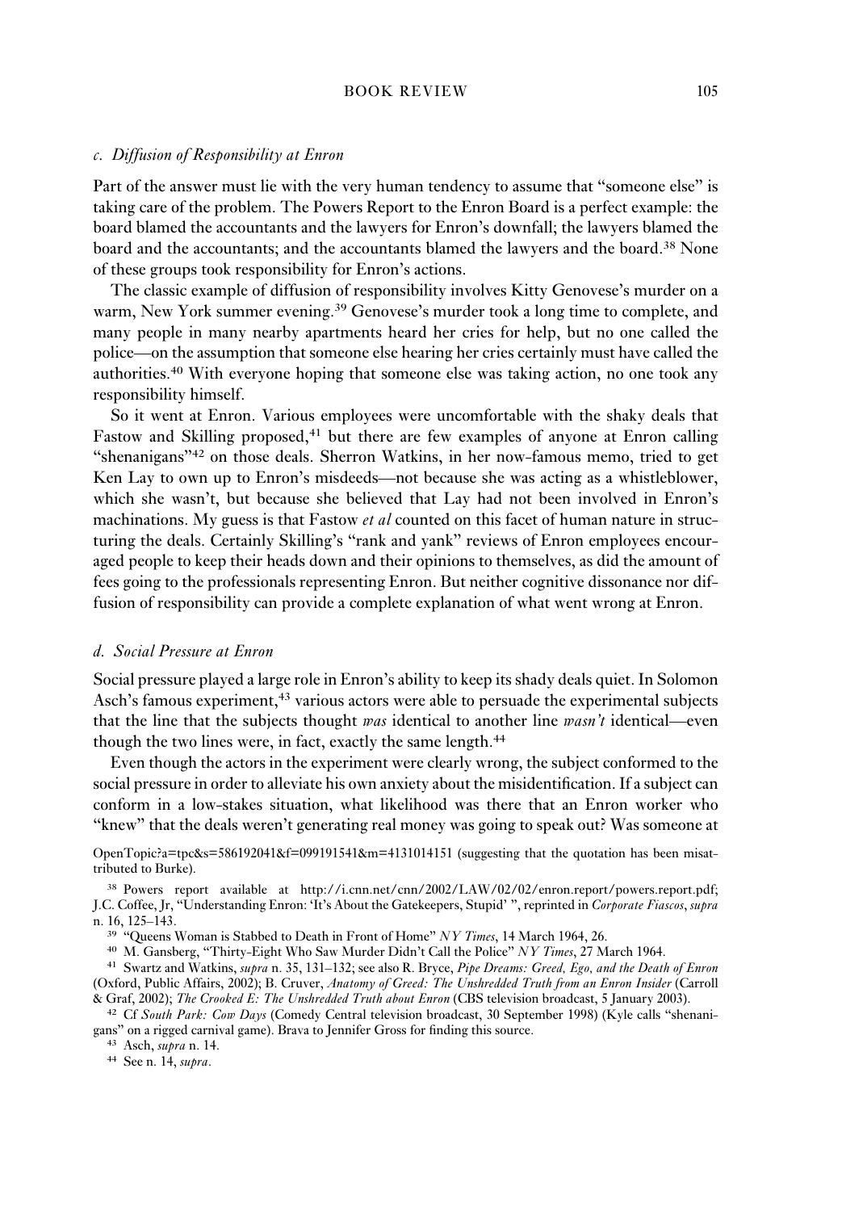### *c. Diffusion of Responsibility at Enron*

Part of the answer must lie with the very human tendency to assume that "someone else" is taking care of the problem. The Powers Report to the Enron Board is a perfect example: the board blamed the accountants and the lawyers for Enron's downfall; the lawyers blamed the board and the accountants; and the accountants blamed the lawyers and the board.[38] None of these groups took responsibility for Enron's actions.

The classic example of diffusion of responsibility involves Kitty Genovese's murder on a warm, New York summer evening.[39] Genovese's murder took a long time to complete, and many people in many nearby apartments heard her cries for help, but no one called the police—on the assumption that someone else hearing her cries certainly must have called the authorities.[40] With everyone hoping that someone else was taking action, no one took any responsibility himself.

So it went at Enron. Various employees were uncomfortable with the shaky deals that Fastow and Skilling proposed,[41] but there are few examples of anyone at Enron calling "shenanigans"[42] on those deals. Sherron Watkins, in her now-famous memo, tried to get Ken Lay to own up to Enron's misdeeds—not because she was acting as a whistleblower, which she wasn't, but because she believed that Lay had not been involved in Enron's machinations. My guess is that Fastow *et al* counted on this facet of human nature in structuring the deals. Certainly Skilling's "rank and yank" reviews of Enron employees encouraged people to keep their heads down and their opinions to themselves, as did the amount of fees going to the professionals representing Enron. But neither cognitive dissonance nor diffusion of responsibility can provide a complete explanation of what went wrong at Enron.

### *d. Social Pressure at Enron*

Social pressure played a large role in Enron's ability to keep its shady deals quiet. In Solomon Asch's famous experiment,[43] various actors were able to persuade the experimental subjects that the line that the subjects thought *was* identical to another line *wasn't* identical—even though the two lines were, in fact, exactly the same length.[44]

Even though the actors in the experiment were clearly wrong, the subject conformed to the social pressure in order to alleviate his own anxiety about the misidentification. If a subject can conform in a low-stakes situation, what likelihood was there that an Enron worker who "knew" that the deals weren't generating real money was going to speak out? Was someone at

OpenTopic?a=tpc&s=586192041&f=099191541&m=4131014151 (suggesting that the quotation has been misattributed to Burke).

[38] Powers report available at http://i.cnn.net/cnn/2002/LAW/02/02/enron.report/powers.report.pdf; J.C. Coffee, Jr, "Understanding Enron: 'It's About the Gatekeepers, Stupid' ", reprinted in *Corporate Fiascos*, *supra* n. 16, 125–143.

[39] "Queens Woman is Stabbed to Death in Front of Home" *NY Times*, 14 March 1964, 26.

[40] M. Gansberg, "Thirty-Eight Who Saw Murder Didn't Call the Police" *NY Times*, 27 March 1964.

[41] Swartz and Watkins, *supra* n. 35, 131–132; see also R. Bryce, *Pipe Dreams: Greed, Ego, and the Death of Enron* (Oxford, Public Affairs, 2002); B. Cruver, *Anatomy of Greed: The Unshredded Truth from an Enron Insider* (Carroll & Graf, 2002); *The Crooked E: The Unshredded Truth about Enron* (CBS television broadcast, 5 January 2003).

[42] Cf *South Park: Cow Days* (Comedy Central television broadcast, 30 September 1998) (Kyle calls "shenanigans" on a rigged carnival game). Brava to Jennifer Gross for finding this source.

[43] Asch, *supra* n. 14.

[44] See n. 14, *supra*.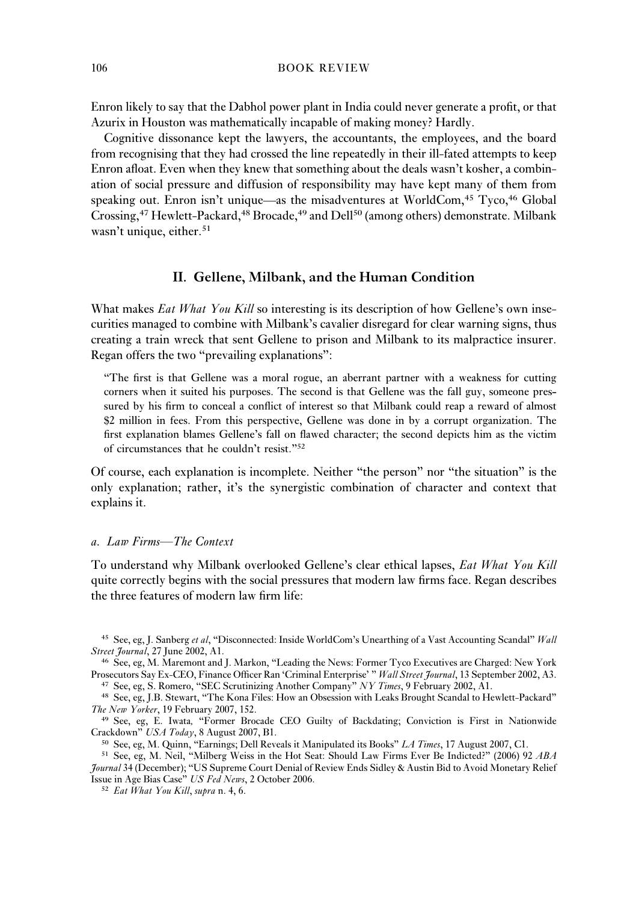Enron likely to say that the Dabhol power plant in India could never generate a profit, or that Azurix in Houston was mathematically incapable of making money? Hardly.

Cognitive dissonance kept the lawyers, the accountants, the employees, and the board from recognising that they had crossed the line repeatedly in their ill-fated attempts to keep Enron afloat. Even when they knew that something about the deals wasn't kosher, a combination of social pressure and diffusion of responsibility may have kept many of them from speaking out. Enron isn't unique—as the misadventures at WorldCom,[45] Tyco,[46] Global Crossing,[47] Hewlett-Packard,[48] Brocade,[49] and Dell[50] (among others) demonstrate. Milbank wasn't unique, either.[51]

## II. Gellene, Milbank, and the Human Condition

What makes *Eat What You Kill* so interesting is its description of how Gellene's own insecurities managed to combine with Milbank's cavalier disregard for clear warning signs, thus creating a train wreck that sent Gellene to prison and Milbank to its malpractice insurer. Regan offers the two "prevailing explanations":

> "The first is that Gellene was a moral rogue, an aberrant partner with a weakness for cutting corners when it suited his purposes. The second is that Gellene was the fall guy, someone pressured by his firm to conceal a conflict of interest so that Milbank could reap a reward of almost \$2 million in fees. From this perspective, Gellene was done in by a corrupt organization. The first explanation blames Gellene's fall on flawed character; the second depicts him as the victim of circumstances that he couldn't resist."[52]

Of course, each explanation is incomplete. Neither "the person" nor "the situation" is the only explanation; rather, it's the synergistic combination of character and context that explains it.

### *a. Law Firms—The Context*

To understand why Milbank overlooked Gellene's clear ethical lapses, *Eat What You Kill* quite correctly begins with the social pressures that modern law firms face. Regan describes the three features of modern law firm life:

---

[45] See, eg, J. Sanberg *et al*, "Disconnected: Inside WorldCom's Unearthing of a Vast Accounting Scandal" *Wall Street Journal*, 27 June 2002, A1.

[46] See, eg, M. Maremont and J. Markon, "Leading the News: Former Tyco Executives are Charged: New York Prosecutors Say Ex-CEO, Finance Officer Ran 'Criminal Enterprise' " *Wall Street Journal*, 13 September 2002, A3.

[47] See, eg, S. Romero, "SEC Scrutinizing Another Company" *NY Times*, 9 February 2002, A1.

[48] See, eg, J.B. Stewart, "The Kona Files: How an Obsession with Leaks Brought Scandal to Hewlett-Packard" *The New Yorker*, 19 February 2007, 152.

[49] See, eg, E. Iwata, "Former Brocade CEO Guilty of Backdating; Conviction is First in Nationwide Crackdown" *USA Today*, 8 August 2007, B1.

[50] See, eg, M. Quinn, "Earnings; Dell Reveals it Manipulated its Books" *LA Times*, 17 August 2007, C1.

[51] See, eg, M. Neil, "Milberg Weiss in the Hot Seat: Should Law Firms Ever Be Indicted?" (2006) 92 *ABA Journal* 34 (December); "US Supreme Court Denial of Review Ends Sidley & Austin Bid to Avoid Monetary Relief Issue in Age Bias Case" *US Fed News*, 2 October 2006.

[52] *Eat What You Kill*, *supra* n. 4, 6.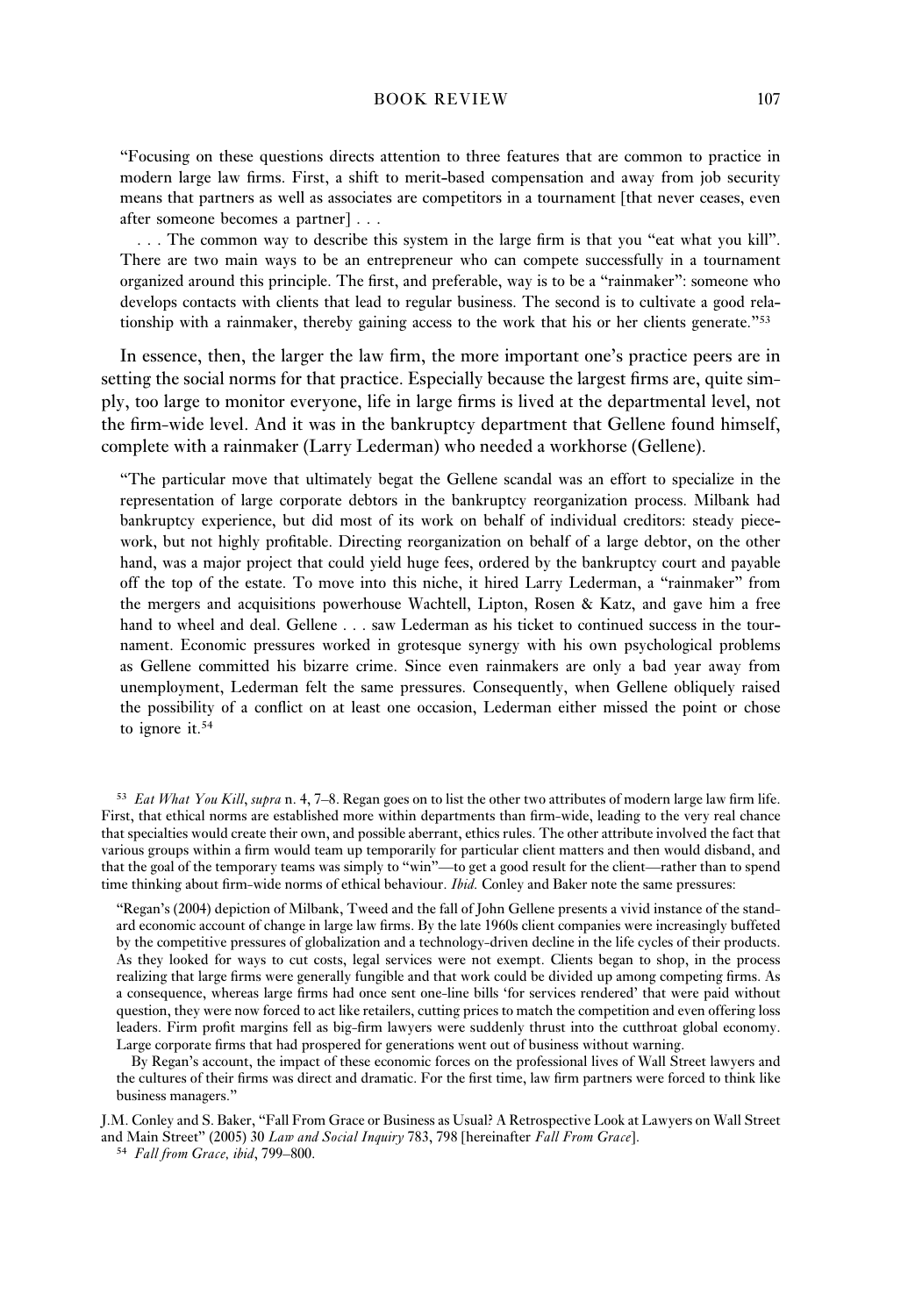"Focusing on these questions directs attention to three features that are common to practice in modern large law firms. First, a shift to merit-based compensation and away from job security means that partners as well as associates are competitors in a tournament [that never ceases, even after someone becomes a partner] . . .

. . . The common way to describe this system in the large firm is that you "eat what you kill". There are two main ways to be an entrepreneur who can compete successfully in a tournament organized around this principle. The first, and preferable, way is to be a "rainmaker": someone who develops contacts with clients that lead to regular business. The second is to cultivate a good relationship with a rainmaker, thereby gaining access to the work that his or her clients generate."[53]

In essence, then, the larger the law firm, the more important one's practice peers are in setting the social norms for that practice. Especially because the largest firms are, quite simply, too large to monitor everyone, life in large firms is lived at the departmental level, not the firm-wide level. And it was in the bankruptcy department that Gellene found himself, complete with a rainmaker (Larry Lederman) who needed a workhorse (Gellene).

"The particular move that ultimately begat the Gellene scandal was an effort to specialize in the representation of large corporate debtors in the bankruptcy reorganization process. Milbank had bankruptcy experience, but did most of its work on behalf of individual creditors: steady piecework, but not highly profitable. Directing reorganization on behalf of a large debtor, on the other hand, was a major project that could yield huge fees, ordered by the bankruptcy court and payable off the top of the estate. To move into this niche, it hired Larry Lederman, a "rainmaker" from the mergers and acquisitions powerhouse Wachtell, Lipton, Rosen & Katz, and gave him a free hand to wheel and deal. Gellene . . . saw Lederman as his ticket to continued success in the tournament. Economic pressures worked in grotesque synergy with his own psychological problems as Gellene committed his bizarre crime. Since even rainmakers are only a bad year away from unemployment, Lederman felt the same pressures. Consequently, when Gellene obliquely raised the possibility of a conflict on at least one occasion, Lederman either missed the point or chose to ignore it.[54]

[53] *Eat What You Kill*, *supra* n. 4, 7–8. Regan goes on to list the other two attributes of modern large law firm life. First, that ethical norms are established more within departments than firm-wide, leading to the very real chance that specialties would create their own, and possible aberrant, ethics rules. The other attribute involved the fact that various groups within a firm would team up temporarily for particular client matters and then would disband, and that the goal of the temporary teams was simply to "win"—to get a good result for the client—rather than to spend time thinking about firm-wide norms of ethical behaviour. *Ibid.* Conley and Baker note the same pressures:

"Regan's (2004) depiction of Milbank, Tweed and the fall of John Gellene presents a vivid instance of the standard economic account of change in large law firms. By the late 1960s client companies were increasingly buffeted by the competitive pressures of globalization and a technology-driven decline in the life cycles of their products. As they looked for ways to cut costs, legal services were not exempt. Clients began to shop, in the process realizing that large firms were generally fungible and that work could be divided up among competing firms. As a consequence, whereas large firms had once sent one-line bills 'for services rendered' that were paid without question, they were now forced to act like retailers, cutting prices to match the competition and even offering loss leaders. Firm profit margins fell as big-firm lawyers were suddenly thrust into the cutthroat global economy. Large corporate firms that had prospered for generations went out of business without warning.

By Regan's account, the impact of these economic forces on the professional lives of Wall Street lawyers and the cultures of their firms was direct and dramatic. For the first time, law firm partners were forced to think like business managers."

J.M. Conley and S. Baker, "Fall From Grace or Business as Usual? A Retrospective Look at Lawyers on Wall Street and Main Street" (2005) 30 *Law and Social Inquiry* 783, 798 [hereinafter *Fall From Grace*].

[54] *Fall from Grace, ibid*, 799–800.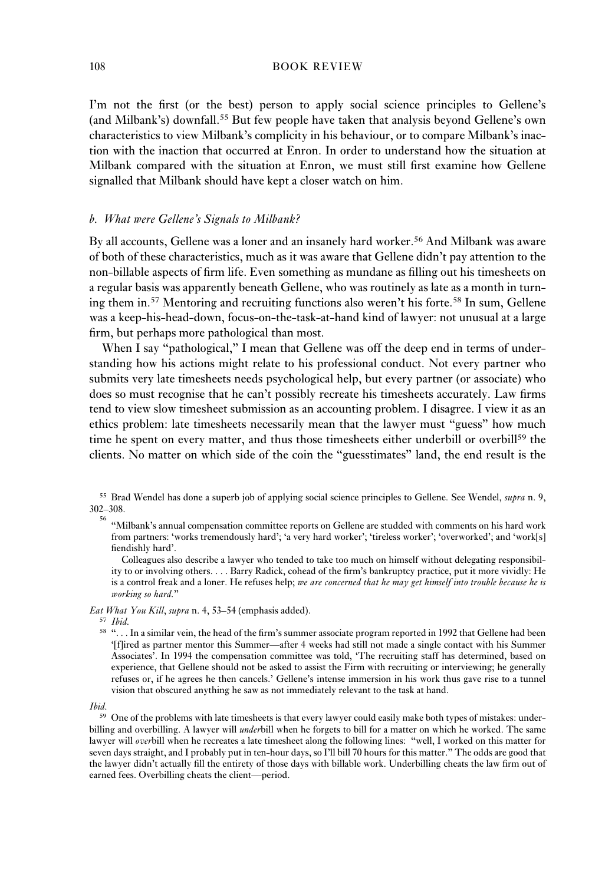I'm not the first (or the best) person to apply social science principles to Gellene's (and Milbank's) downfall.[55] But few people have taken that analysis beyond Gellene's own characteristics to view Milbank's complicity in his behaviour, or to compare Milbank's inaction with the inaction that occurred at Enron. In order to understand how the situation at Milbank compared with the situation at Enron, we must still first examine how Gellene signalled that Milbank should have kept a closer watch on him.

### *b. What were Gellene's Signals to Milbank?*

By all accounts, Gellene was a loner and an insanely hard worker.[56] And Milbank was aware of both of these characteristics, much as it was aware that Gellene didn't pay attention to the non-billable aspects of firm life. Even something as mundane as filling out his timesheets on a regular basis was apparently beneath Gellene, who was routinely as late as a month in turning them in.[57] Mentoring and recruiting functions also weren't his forte.[58] In sum, Gellene was a keep-his-head-down, focus-on-the-task-at-hand kind of lawyer: not unusual at a large firm, but perhaps more pathological than most.

When I say "pathological," I mean that Gellene was off the deep end in terms of understanding how his actions might relate to his professional conduct. Not every partner who submits very late timesheets needs psychological help, but every partner (or associate) who does so must recognise that he can't possibly recreate his timesheets accurately. Law firms tend to view slow timesheet submission as an accounting problem. I disagree. I view it as an ethics problem: late timesheets necessarily mean that the lawyer must "guess" how much time he spent on every matter, and thus those timesheets either underbill or overbill[59] the clients. No matter on which side of the coin the "guesstimates" land, the end result is the

---

[55] Brad Wendel has done a superb job of applying social science principles to Gellene. See Wendel, *supra* n. 9, 302–308.

[56] "Milbank's annual compensation committee reports on Gellene are studded with comments on his hard work from partners: 'works tremendously hard'; 'a very hard worker'; 'tireless worker'; 'overworked'; and 'work[s] fiendishly hard'.

Colleagues also describe a lawyer who tended to take too much on himself without delegating responsibility to or involving others. . . . Barry Radick, cohead of the firm's bankruptcy practice, put it more vividly: He is a control freak and a loner. He refuses help; *we are concerned that he may get himself into trouble because he is working so hard*."

*Eat What You Kill*, *supra* n. 4, 53–54 (emphasis added).

[57] *Ibid*.

[58] ". . . In a similar vein, the head of the firm's summer associate program reported in 1992 that Gellene had been '[f]ired as partner mentor this Summer—after 4 weeks had still not made a single contact with his Summer Associates'. In 1994 the compensation committee was told, 'The recruiting staff has determined, based on experience, that Gellene should not be asked to assist the Firm with recruiting or interviewing; he generally refuses or, if he agrees he then cancels.' Gellene's intense immersion in his work thus gave rise to a tunnel vision that obscured anything he saw as not immediately relevant to the task at hand.

*Ibid*.

[59] One of the problems with late timesheets is that every lawyer could easily make both types of mistakes: underbilling and overbilling. A lawyer will *under*bill when he forgets to bill for a matter on which he worked. The same lawyer will *over*bill when he recreates a late timesheet along the following lines: "well, I worked on this matter for seven days straight, and I probably put in ten-hour days, so I'll bill 70 hours for this matter." The odds are good that the lawyer didn't actually fill the entirety of those days with billable work. Underbilling cheats the law firm out of earned fees. Overbilling cheats the client—period.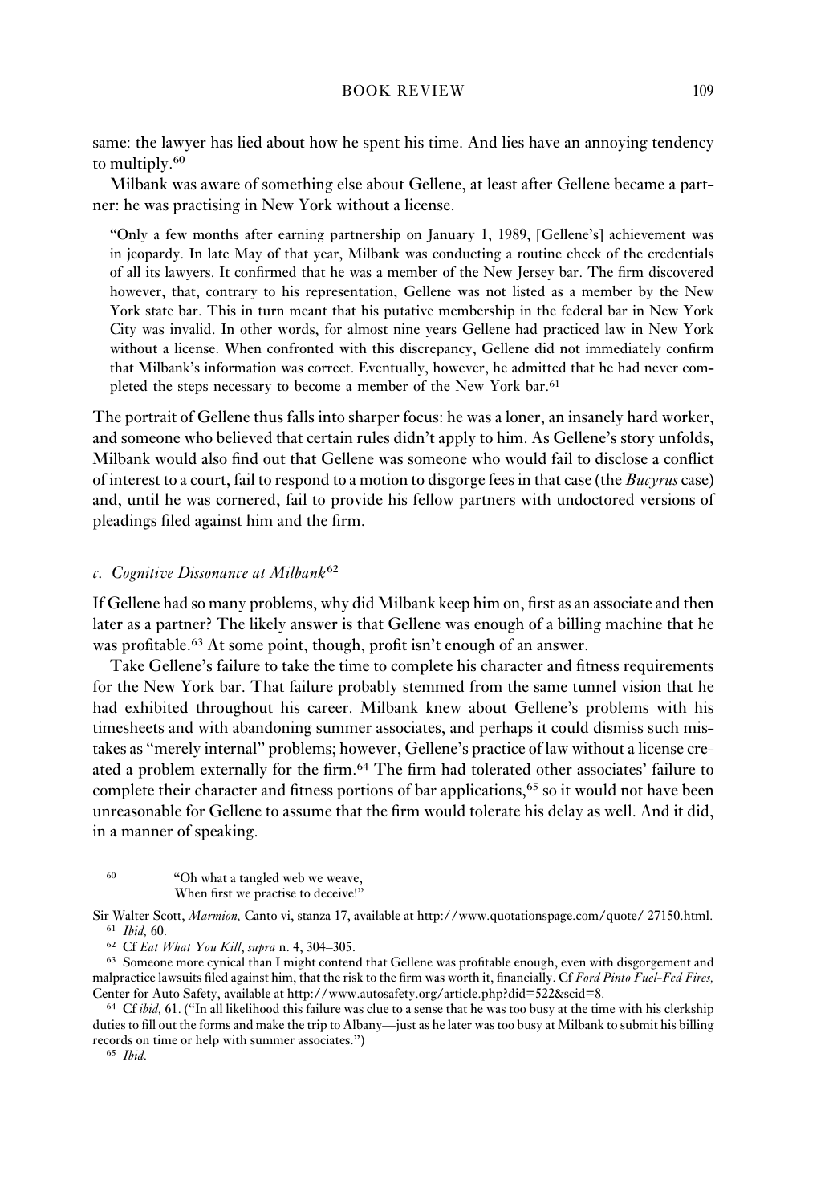same: the lawyer has lied about how he spent his time. And lies have an annoying tendency to multiply.[60]

Milbank was aware of something else about Gellene, at least after Gellene became a partner: he was practising in New York without a license.

> "Only a few months after earning partnership on January 1, 1989, [Gellene's] achievement was in jeopardy. In late May of that year, Milbank was conducting a routine check of the credentials of all its lawyers. It confirmed that he was a member of the New Jersey bar. The firm discovered however, that, contrary to his representation, Gellene was not listed as a member by the New York state bar. This in turn meant that his putative membership in the federal bar in New York City was invalid. In other words, for almost nine years Gellene had practiced law in New York without a license. When confronted with this discrepancy, Gellene did not immediately confirm that Milbank's information was correct. Eventually, however, he admitted that he had never completed the steps necessary to become a member of the New York bar.[61]

The portrait of Gellene thus falls into sharper focus: he was a loner, an insanely hard worker, and someone who believed that certain rules didn't apply to him. As Gellene's story unfolds, Milbank would also find out that Gellene was someone who would fail to disclose a conflict of interest to a court, fail to respond to a motion to disgorge fees in that case (the *Bucyrus* case) and, until he was cornered, fail to provide his fellow partners with undoctored versions of pleadings filed against him and the firm.

### *c. Cognitive Dissonance at Milbank*[62]

If Gellene had so many problems, why did Milbank keep him on, first as an associate and then later as a partner? The likely answer is that Gellene was enough of a billing machine that he was profitable.[63] At some point, though, profit isn't enough of an answer.

Take Gellene's failure to take the time to complete his character and fitness requirements for the New York bar. That failure probably stemmed from the same tunnel vision that he had exhibited throughout his career. Milbank knew about Gellene's problems with his timesheets and with abandoning summer associates, and perhaps it could dismiss such mistakes as "merely internal" problems; however, Gellene's practice of law without a license created a problem externally for the firm.[64] The firm had tolerated other associates' failure to complete their character and fitness portions of bar applications,[65] so it would not have been unreasonable for Gellene to assume that the firm would tolerate his delay as well. And it did, in a manner of speaking.

---

[60] "Oh what a tangled web we weave,
When first we practise to deceive!"

Sir Walter Scott, *Marmion,* Canto vi, stanza 17, available at http://www.quotationspage.com/quote/ 27150.html.

[61] *Ibid,* 60.

[62] Cf *Eat What You Kill*, *supra* n. 4, 304–305.

[63] Someone more cynical than I might contend that Gellene was profitable enough, even with disgorgement and malpractice lawsuits filed against him, that the risk to the firm was worth it, financially. Cf *Ford Pinto Fuel-Fed Fires,* Center for Auto Safety, available at http://www.autosafety.org/article.php?did=522&scid=8.

[64] Cf *ibid,* 61. ("In all likelihood this failure was clue to a sense that he was too busy at the time with his clerkship duties to fill out the forms and make the trip to Albany—just as he later was too busy at Milbank to submit his billing records on time or help with summer associates.")

[65] *Ibid*.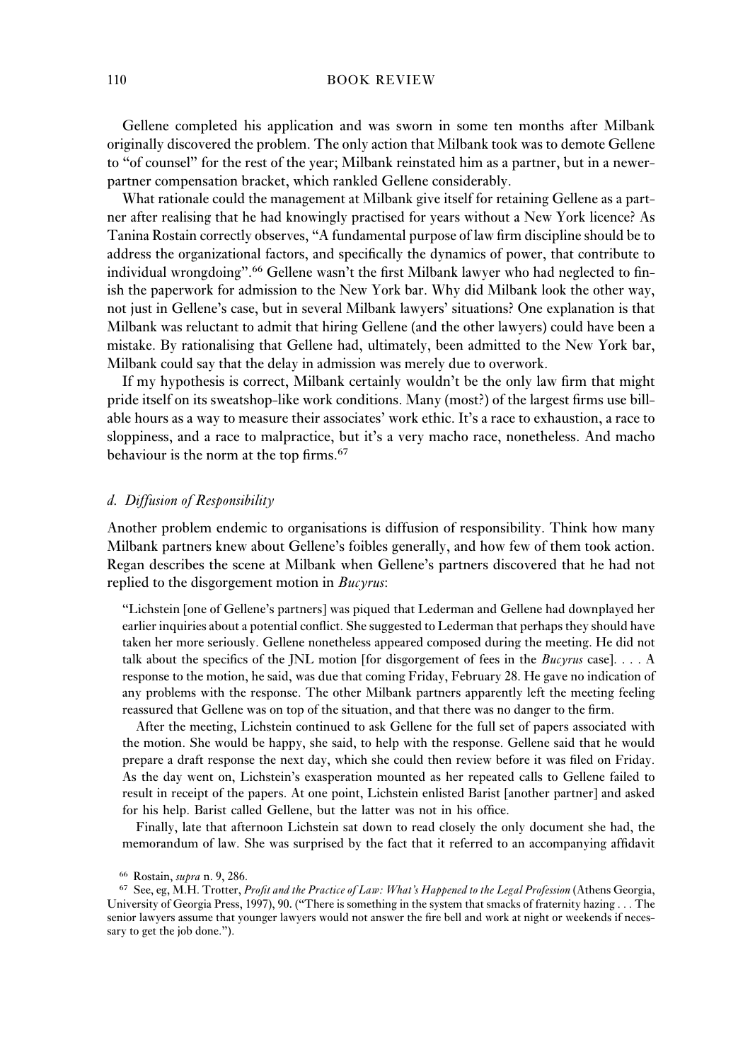Gellene completed his application and was sworn in some ten months after Milbank originally discovered the problem. The only action that Milbank took was to demote Gellene to "of counsel" for the rest of the year; Milbank reinstated him as a partner, but in a newer-partner compensation bracket, which rankled Gellene considerably.

What rationale could the management at Milbank give itself for retaining Gellene as a partner after realising that he had knowingly practised for years without a New York licence? As Tanina Rostain correctly observes, "A fundamental purpose of law firm discipline should be to address the organizational factors, and specifically the dynamics of power, that contribute to individual wrongdoing".[66] Gellene wasn't the first Milbank lawyer who had neglected to finish the paperwork for admission to the New York bar. Why did Milbank look the other way, not just in Gellene's case, but in several Milbank lawyers' situations? One explanation is that Milbank was reluctant to admit that hiring Gellene (and the other lawyers) could have been a mistake. By rationalising that Gellene had, ultimately, been admitted to the New York bar, Milbank could say that the delay in admission was merely due to overwork.

If my hypothesis is correct, Milbank certainly wouldn't be the only law firm that might pride itself on its sweatshop-like work conditions. Many (most?) of the largest firms use billable hours as a way to measure their associates' work ethic. It's a race to exhaustion, a race to sloppiness, and a race to malpractice, but it's a very macho race, nonetheless. And macho behaviour is the norm at the top firms.[67]

### *d. Diffusion of Responsibility*

Another problem endemic to organisations is diffusion of responsibility. Think how many Milbank partners knew about Gellene's foibles generally, and how few of them took action. Regan describes the scene at Milbank when Gellene's partners discovered that he had not replied to the disgorgement motion in *Bucyrus*:

> "Lichstein [one of Gellene's partners] was piqued that Lederman and Gellene had downplayed her earlier inquiries about a potential conflict. She suggested to Lederman that perhaps they should have taken her more seriously. Gellene nonetheless appeared composed during the meeting. He did not talk about the specifics of the JNL motion [for disgorgement of fees in the *Bucyrus* case]. . . . A response to the motion, he said, was due that coming Friday, February 28. He gave no indication of any problems with the response. The other Milbank partners apparently left the meeting feeling reassured that Gellene was on top of the situation, and that there was no danger to the firm.
>
> After the meeting, Lichstein continued to ask Gellene for the full set of papers associated with the motion. She would be happy, she said, to help with the response. Gellene said that he would prepare a draft response the next day, which she could then review before it was filed on Friday. As the day went on, Lichstein's exasperation mounted as her repeated calls to Gellene failed to result in receipt of the papers. At one point, Lichstein enlisted Barist [another partner] and asked for his help. Barist called Gellene, but the latter was not in his office.
>
> Finally, late that afternoon Lichstein sat down to read closely the only document she had, the memorandum of law. She was surprised by the fact that it referred to an accompanying affidavit

---

[66] Rostain, *supra* n. 9, 286.

[67] See, eg, M.H. Trotter, *Profit and the Practice of Law: What's Happened to the Legal Profession* (Athens Georgia, University of Georgia Press, 1997), 90. ("There is something in the system that smacks of fraternity hazing . . . The senior lawyers assume that younger lawyers would not answer the fire bell and work at night or weekends if necessary to get the job done.").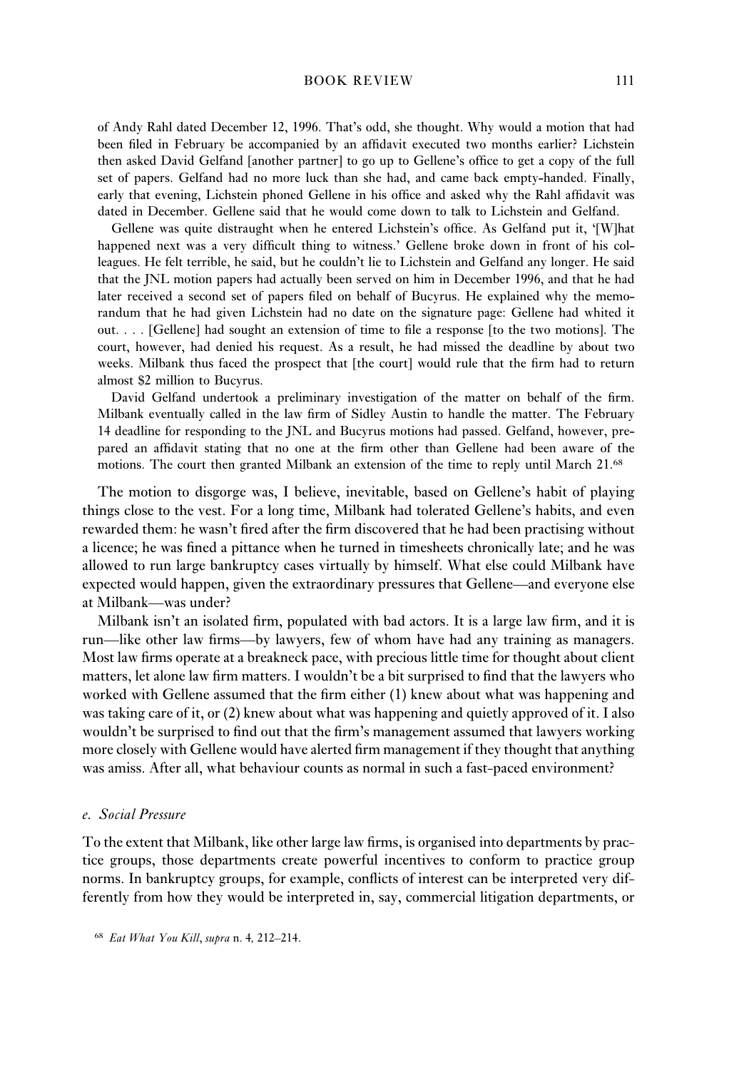of Andy Rahl dated December 12, 1996. That's odd, she thought. Why would a motion that had been filed in February be accompanied by an affidavit executed two months earlier? Lichstein then asked David Gelfand [another partner] to go up to Gellene's office to get a copy of the full set of papers. Gelfand had no more luck than she had, and came back empty-handed. Finally, early that evening, Lichstein phoned Gellene in his office and asked why the Rahl affidavit was dated in December. Gellene said that he would come down to talk to Lichstein and Gelfand.

> Gellene was quite distraught when he entered Lichstein's office. As Gelfand put it, '[W]hat happened next was a very difficult thing to witness.' Gellene broke down in front of his colleagues. He felt terrible, he said, but he couldn't lie to Lichstein and Gelfand any longer. He said that the JNL motion papers had actually been served on him in December 1996, and that he had later received a second set of papers filed on behalf of Bucyrus. He explained why the memorandum that he had given Lichstein had no date on the signature page: Gellene had whited it out. . . . [Gellene] had sought an extension of time to file a response [to the two motions]. The court, however, had denied his request. As a result, he had missed the deadline by about two weeks. Milbank thus faced the prospect that [the court] would rule that the firm had to return almost $2 million to Bucyrus.

> David Gelfand undertook a preliminary investigation of the matter on behalf of the firm. Milbank eventually called in the law firm of Sidley Austin to handle the matter. The February 14 deadline for responding to the JNL and Bucyrus motions had passed. Gelfand, however, prepared an affidavit stating that no one at the firm other than Gellene had been aware of the motions. The court then granted Milbank an extension of the time to reply until March 21.[68]

The motion to disgorge was, I believe, inevitable, based on Gellene's habit of playing things close to the vest. For a long time, Milbank had tolerated Gellene's habits, and even rewarded them: he wasn't fired after the firm discovered that he had been practising without a licence; he was fined a pittance when he turned in timesheets chronically late; and he was allowed to run large bankruptcy cases virtually by himself. What else could Milbank have expected would happen, given the extraordinary pressures that Gellene—and everyone else at Milbank—was under?

Milbank isn't an isolated firm, populated with bad actors. It is a large law firm, and it is run—like other law firms—by lawyers, few of whom have had any training as managers. Most law firms operate at a breakneck pace, with precious little time for thought about client matters, let alone law firm matters. I wouldn't be a bit surprised to find that the lawyers who worked with Gellene assumed that the firm either (1) knew about what was happening and was taking care of it, or (2) knew about what was happening and quietly approved of it. I also wouldn't be surprised to find out that the firm's management assumed that lawyers working more closely with Gellene would have alerted firm management if they thought that anything was amiss. After all, what behaviour counts as normal in such a fast-paced environment?

#### *e. Social Pressure*

To the extent that Milbank, like other large law firms, is organised into departments by practice groups, those departments create powerful incentives to conform to practice group norms. In bankruptcy groups, for example, conflicts of interest can be interpreted very differently from how they would be interpreted in, say, commercial litigation departments, or

[68] *Eat What You Kill*, *supra* n. 4, 212–214.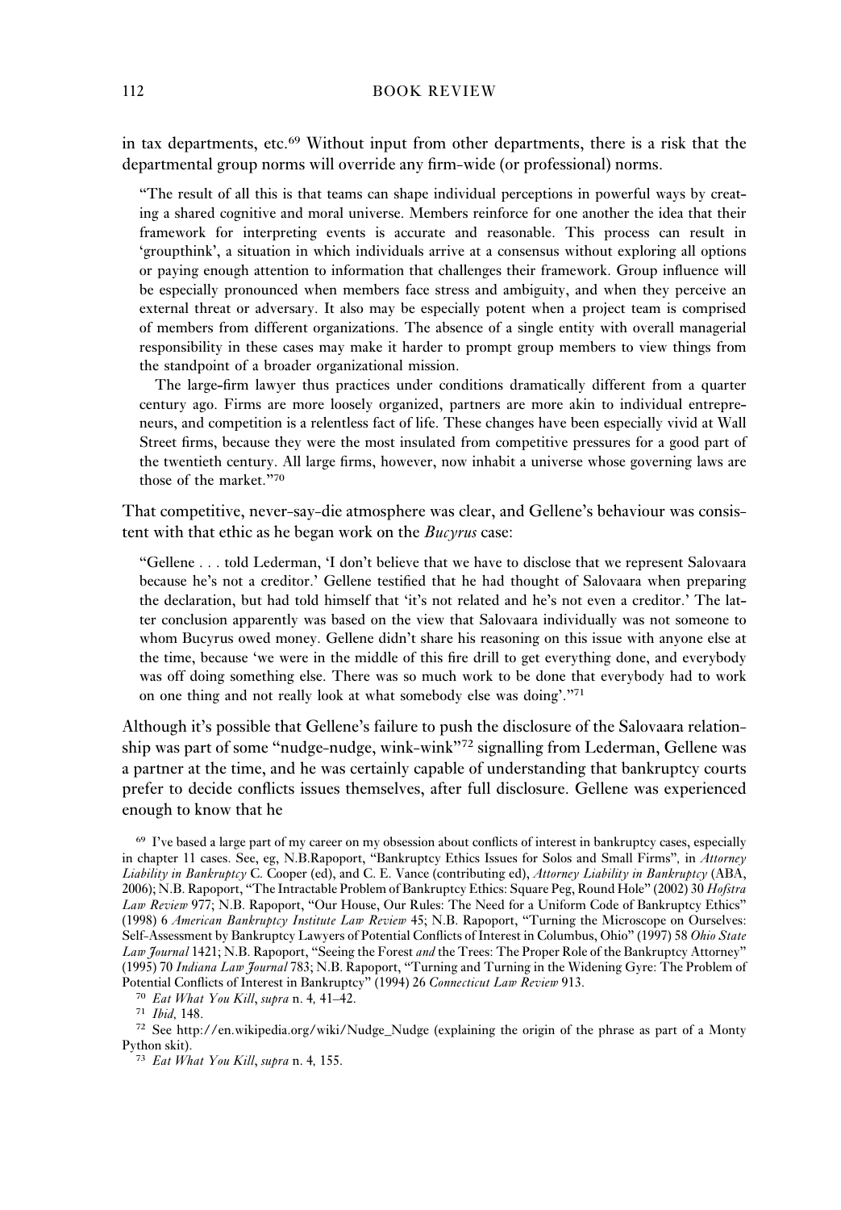in tax departments, etc.[69] Without input from other departments, there is a risk that the departmental group norms will override any firm-wide (or professional) norms.

> "The result of all this is that teams can shape individual perceptions in powerful ways by creating a shared cognitive and moral universe. Members reinforce for one another the idea that their framework for interpreting events is accurate and reasonable. This process can result in 'groupthink', a situation in which individuals arrive at a consensus without exploring all options or paying enough attention to information that challenges their framework. Group influence will be especially pronounced when members face stress and ambiguity, and when they perceive an external threat or adversary. It also may be especially potent when a project team is comprised of members from different organizations. The absence of a single entity with overall managerial responsibility in these cases may make it harder to prompt group members to view things from the standpoint of a broader organizational mission.
>
> The large-firm lawyer thus practices under conditions dramatically different from a quarter century ago. Firms are more loosely organized, partners are more akin to individual entrepreneurs, and competition is a relentless fact of life. These changes have been especially vivid at Wall Street firms, because they were the most insulated from competitive pressures for a good part of the twentieth century. All large firms, however, now inhabit a universe whose governing laws are those of the market."[70]

That competitive, never-say-die atmosphere was clear, and Gellene's behaviour was consistent with that ethic as he began work on the *Bucyrus* case:

> "Gellene . . . told Lederman, 'I don't believe that we have to disclose that we represent Salovaara because he's not a creditor.' Gellene testified that he had thought of Salovaara when preparing the declaration, but had told himself that 'it's not related and he's not even a creditor.' The latter conclusion apparently was based on the view that Salovaara individually was not someone to whom Bucyrus owed money. Gellene didn't share his reasoning on this issue with anyone else at the time, because 'we were in the middle of this fire drill to get everything done, and everybody was off doing something else. There was so much work to be done that everybody had to work on one thing and not really look at what somebody else was doing'."[71]

Although it's possible that Gellene's failure to push the disclosure of the Salovaara relationship was part of some "nudge-nudge, wink-wink"[72] signalling from Lederman, Gellene was a partner at the time, and he was certainly capable of understanding that bankruptcy courts prefer to decide conflicts issues themselves, after full disclosure. Gellene was experienced enough to know that he

---

[69] I've based a large part of my career on my obsession about conflicts of interest in bankruptcy cases, especially in chapter 11 cases. See, eg, N.B.Rapoport, "Bankruptcy Ethics Issues for Solos and Small Firms", in *Attorney Liability in Bankruptcy* C. Cooper (ed), and C. E. Vance (contributing ed), *Attorney Liability in Bankruptcy* (ABA, 2006); N.B. Rapoport, "The Intractable Problem of Bankruptcy Ethics: Square Peg, Round Hole" (2002) 30 *Hofstra Law Review* 977; N.B. Rapoport, "Our House, Our Rules: The Need for a Uniform Code of Bankruptcy Ethics" (1998) 6 *American Bankruptcy Institute Law Review* 45; N.B. Rapoport, "Turning the Microscope on Ourselves: Self-Assessment by Bankruptcy Lawyers of Potential Conflicts of Interest in Columbus, Ohio" (1997) 58 *Ohio State Law Journal* 1421; N.B. Rapoport, "Seeing the Forest *and* the Trees: The Proper Role of the Bankruptcy Attorney" (1995) 70 *Indiana Law Journal* 783; N.B. Rapoport, "Turning and Turning in the Widening Gyre: The Problem of Potential Conflicts of Interest in Bankruptcy" (1994) 26 *Connecticut Law Review* 913.

[70] *Eat What You Kill*, *supra* n. 4, 41–42.

[71] *Ibid*, 148.

[72] See http://en.wikipedia.org/wiki/Nudge_Nudge (explaining the origin of the phrase as part of a Monty Python skit).

[73] *Eat What You Kill*, *supra* n. 4, 155.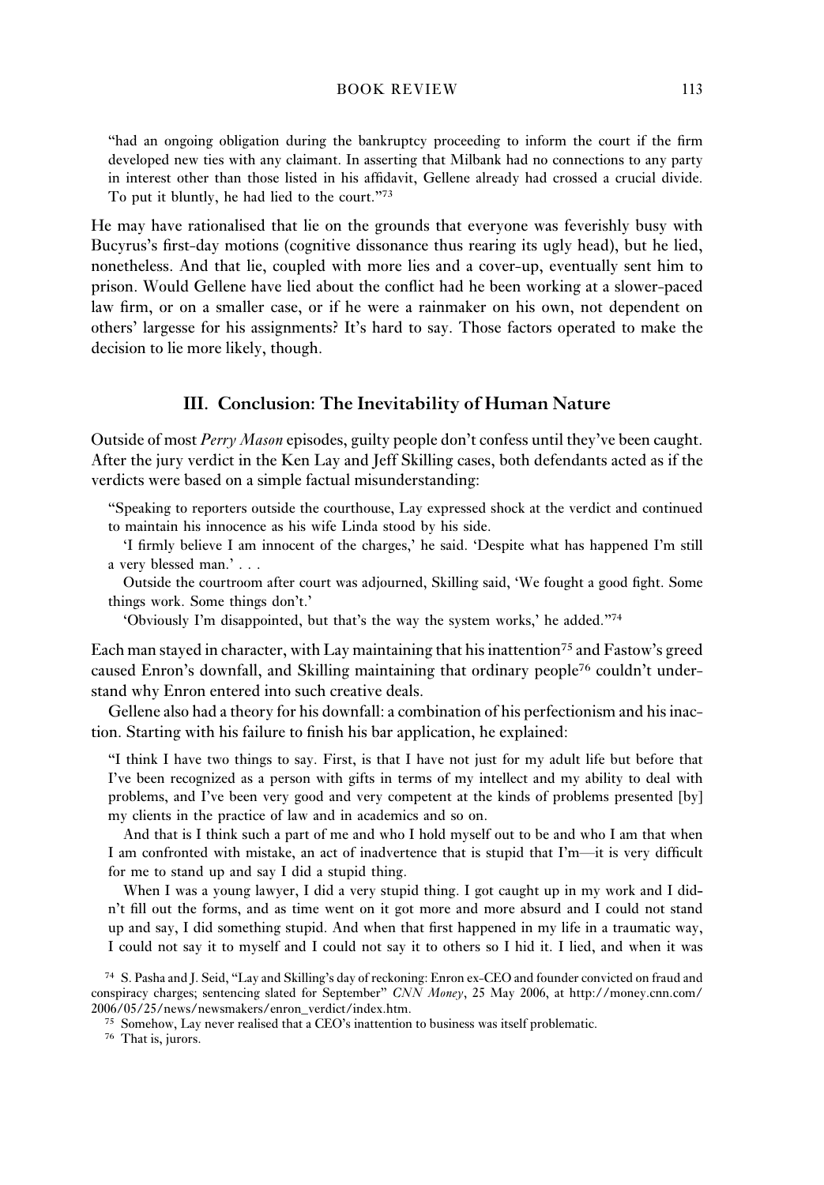"had an ongoing obligation during the bankruptcy proceeding to inform the court if the firm developed new ties with any claimant. In asserting that Milbank had no connections to any party in interest other than those listed in his affidavit, Gellene already had crossed a crucial divide. To put it bluntly, he had lied to the court."[73]

He may have rationalised that lie on the grounds that everyone was feverishly busy with Bucyrus's first-day motions (cognitive dissonance thus rearing its ugly head), but he lied, nonetheless. And that lie, coupled with more lies and a cover-up, eventually sent him to prison. Would Gellene have lied about the conflict had he been working at a slower-paced law firm, or on a smaller case, or if he were a rainmaker on his own, not dependent on others' largesse for his assignments? It's hard to say. Those factors operated to make the decision to lie more likely, though.

## III. Conclusion: The Inevitability of Human Nature

Outside of most *Perry Mason* episodes, guilty people don't confess until they've been caught. After the jury verdict in the Ken Lay and Jeff Skilling cases, both defendants acted as if the verdicts were based on a simple factual misunderstanding:

> "Speaking to reporters outside the courthouse, Lay expressed shock at the verdict and continued to maintain his innocence as his wife Linda stood by his side.
>
> 'I firmly believe I am innocent of the charges,' he said. 'Despite what has happened I'm still a very blessed man.' . . .
>
> Outside the courtroom after court was adjourned, Skilling said, 'We fought a good fight. Some things work. Some things don't.'
>
> 'Obviously I'm disappointed, but that's the way the system works,' he added."[74]

Each man stayed in character, with Lay maintaining that his inattention[75] and Fastow's greed caused Enron's downfall, and Skilling maintaining that ordinary people[76] couldn't understand why Enron entered into such creative deals.

Gellene also had a theory for his downfall: a combination of his perfectionism and his inaction. Starting with his failure to finish his bar application, he explained:

> "I think I have two things to say. First, is that I have not just for my adult life but before that I've been recognized as a person with gifts in terms of my intellect and my ability to deal with problems, and I've been very good and very competent at the kinds of problems presented [by] my clients in the practice of law and in academics and so on.
>
> And that is I think such a part of me and who I hold myself out to be and who I am that when I am confronted with mistake, an act of inadvertence that is stupid that I'm—it is very difficult for me to stand up and say I did a stupid thing.
>
> When I was a young lawyer, I did a very stupid thing. I got caught up in my work and I didn't fill out the forms, and as time went on on it got more and more absurd and I could not stand up and say, I did something stupid. And when that first happened in my life in a traumatic way, I could not say it to myself and I could not say it to others so I hid it. I lied, and when it was

---

[74] S. Pasha and J. Seid, "Lay and Skilling's day of reckoning: Enron ex-CEO and founder convicted on fraud and conspiracy charges; sentencing slated for September" *CNN Money*, 25 May 2006, at http://money.cnn.com/2006/05/25/news/newsmakers/enron_verdict/index.htm.

[75] Somehow, Lay never realised that a CEO's inattention to business was itself problematic.

[76] That is, jurors.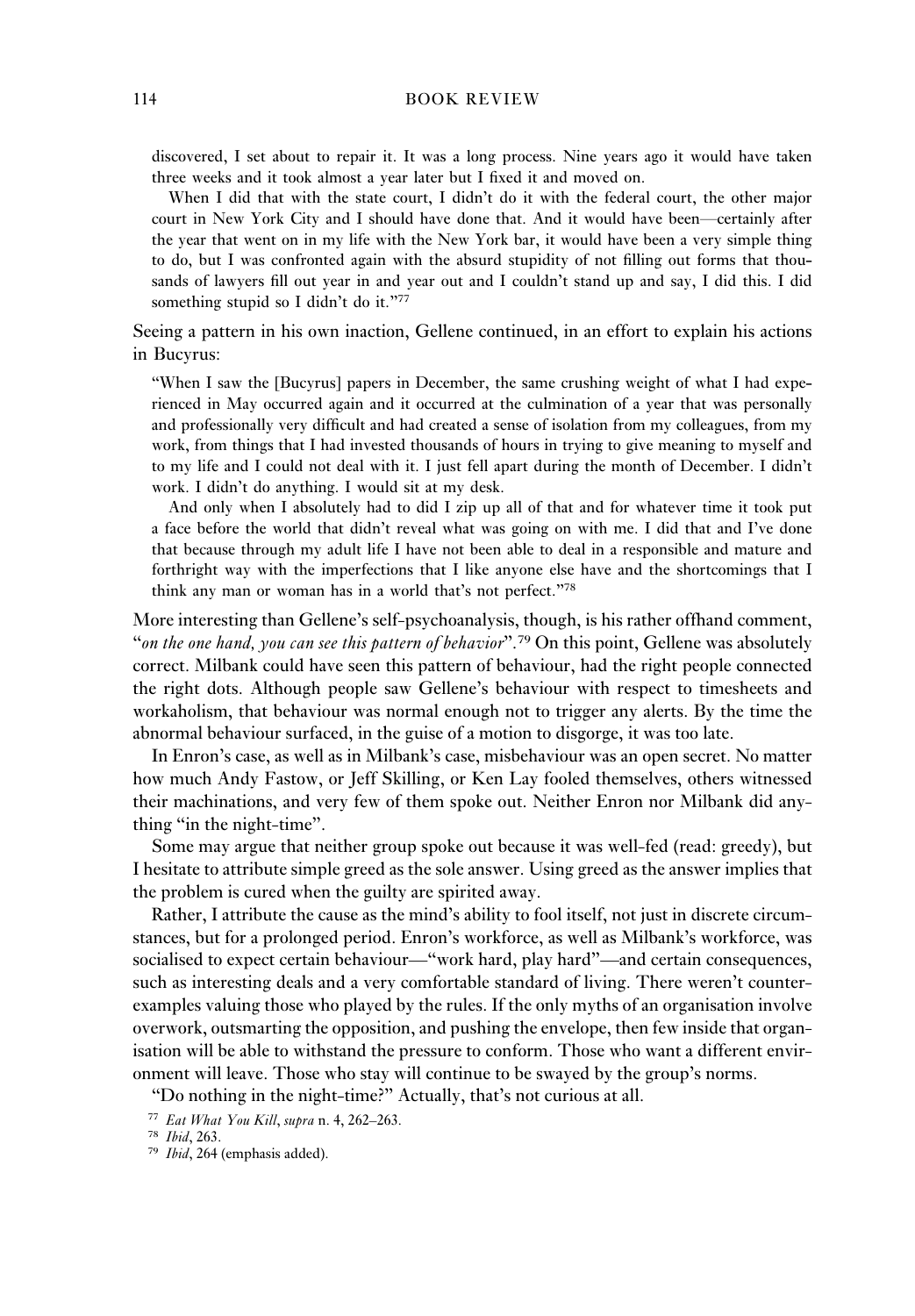> discovered, I set about to repair it. It was a long process. Nine years ago it would have taken three weeks and it took almost a year later but I fixed it and moved on.
>
> When I did that with the state court, I didn't do it with the federal court, the other major court in New York City and I should have done that. And it would have been—certainly after the year that went on in my life with the New York bar, it would have been a very simple thing to do, but I was confronted again with the absurd stupidity of not filling out forms that thousands of lawyers fill out year in and year out and I couldn't stand up and say, I did this. I did something stupid so I didn't do it."[77]

Seeing a pattern in his own inaction, Gellene continued, in an effort to explain his actions in Bucyrus:

> "When I saw the [Bucyrus] papers in December, the same crushing weight of what I had experienced in May occurred again and it occurred at the culmination of a year that was personally and professionally very difficult and had created a sense of isolation from my colleagues, from my work, from things that I had invested thousands of hours in trying to give meaning to myself and to my life and I could not deal with it. I just fell apart during the month of December. I didn't work. I didn't do anything. I would sit at my desk.
>
> And only when I absolutely had to did I zip up all of that and for whatever time it took put a face before the world that didn't reveal what was going on with me. I did that and I've done that because through my adult life I have not been able to deal in a responsible and mature and forthright way with the imperfections that I like anyone else have and the shortcomings that I think any man or woman has in a world that's not perfect."[78]

More interesting than Gellene's self-psychoanalysis, though, is his rather offhand comment, "*on the one hand, you can see this pattern of behavior*".[79] On this point, Gellene was absolutely correct. Milbank could have seen this pattern of behaviour, had the right people connected the right dots. Although people saw Gellene's behaviour with respect to timesheets and workaholism, that behaviour was normal enough not to trigger any alerts. By the time the abnormal behaviour surfaced, in the guise of a motion to disgorge, it was too late.

In Enron's case, as well as in Milbank's case, misbehaviour was an open secret. No matter how much Andy Fastow, or Jeff Skilling, or Ken Lay fooled themselves, others witnessed their machinations, and very few of them spoke out. Neither Enron nor Milbank did anything "in the night-time".

Some may argue that neither group spoke out because it was well-fed (read: greedy), but I hesitate to attribute simple greed as the sole answer. Using greed as the answer implies that the problem is cured when the guilty are spirited away.

Rather, I attribute the cause as the mind's ability to fool itself, not just in discrete circumstances, but for a prolonged period. Enron's workforce, as well as Milbank's workforce, was socialised to expect certain behaviour—"work hard, play hard"—and certain consequences, such as interesting deals and a very comfortable standard of living. There weren't counter-examples valuing those who played by the rules. If the only myths of an organisation involve overwork, outsmarting the opposition, and pushing the envelope, then few inside that organisation will be able to withstand the pressure to conform. Those who want a different environment will leave. Those who stay will continue to be swayed by the group's norms.

"Do nothing in the night-time?" Actually, that's not curious at all.

[77] *Eat What You Kill*, *supra* n. 4, 262–263.

[78] *Ibid*, 263.

[79] *Ibid*, 264 (emphasis added).